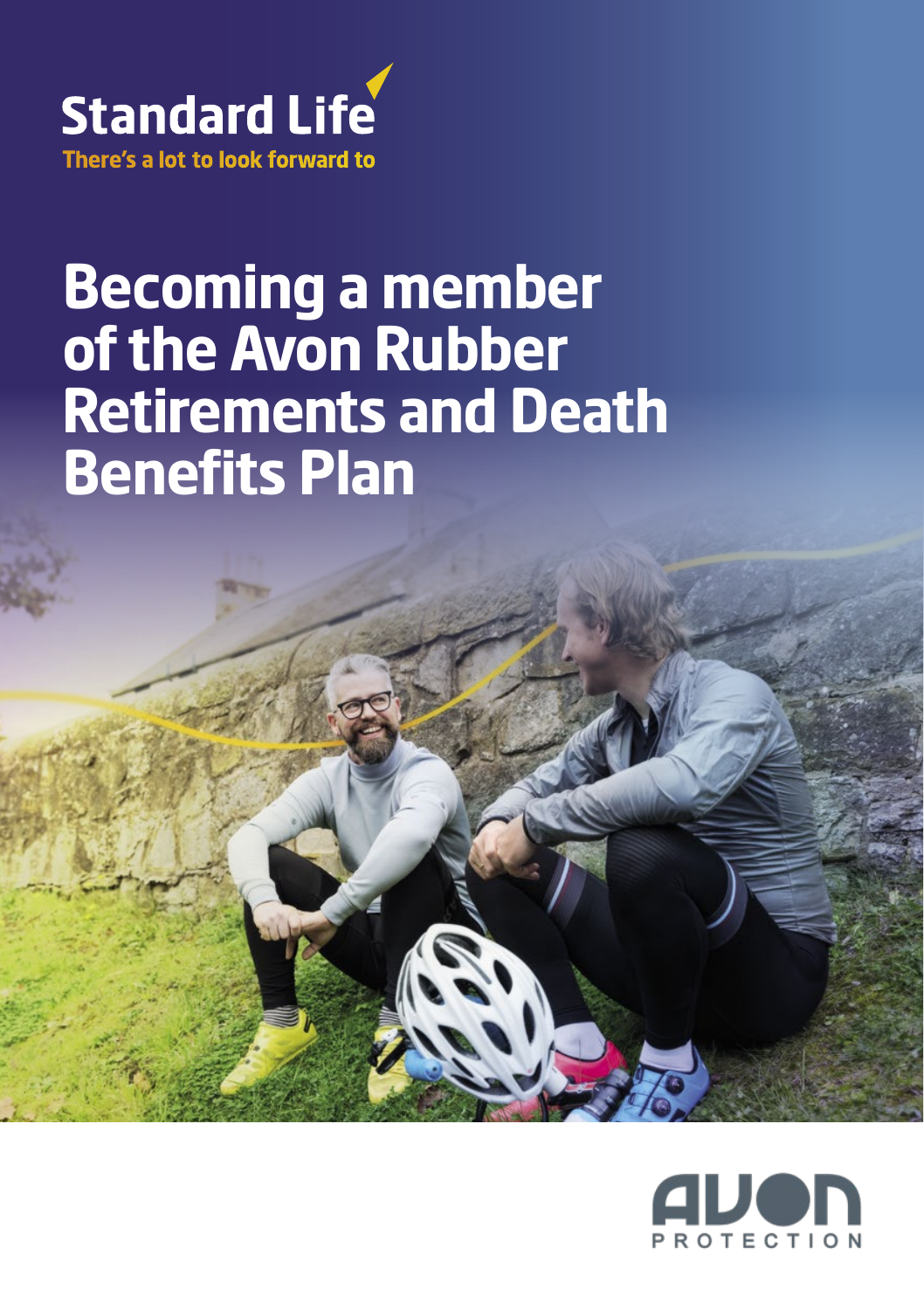Standard Life

There's a lot to look forward to

# Becoming a member of the Avon Rubber Retirements and Death Benefits Plan

AVON PROTECTION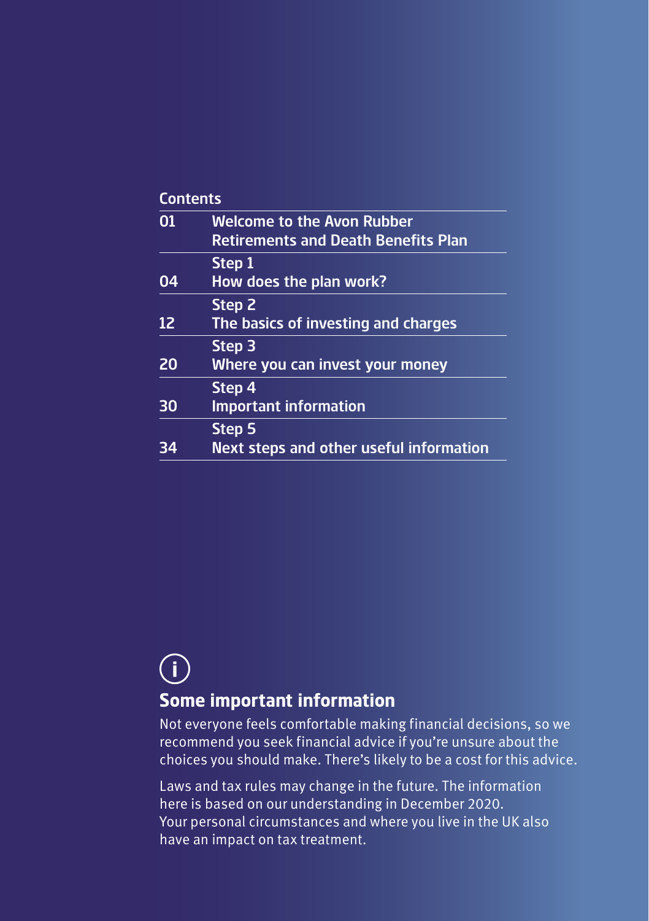## Contents

| | |
|---|---|
| 01 | Welcome to the Avon Rubber Retirements and Death Benefits Plan |
| 04 | Step 1<br>How does the plan work? |
| 12 | Step 2<br>The basics of investing and charges |
| 20 | Step 3<br>Where you can invest your money |
| 30 | Step 4<br>Important information |
| 34 | Step 5<br>Next steps and other useful information |

## Some important information

Not everyone feels comfortable making financial decisions, so we recommend you seek financial advice if you're unsure about the choices you should make. There's likely to be a cost for this advice.

Laws and tax rules may change in the future. The information here is based on our understanding in December 2020. Your personal circumstances and where you live in the UK also have an impact on tax treatment.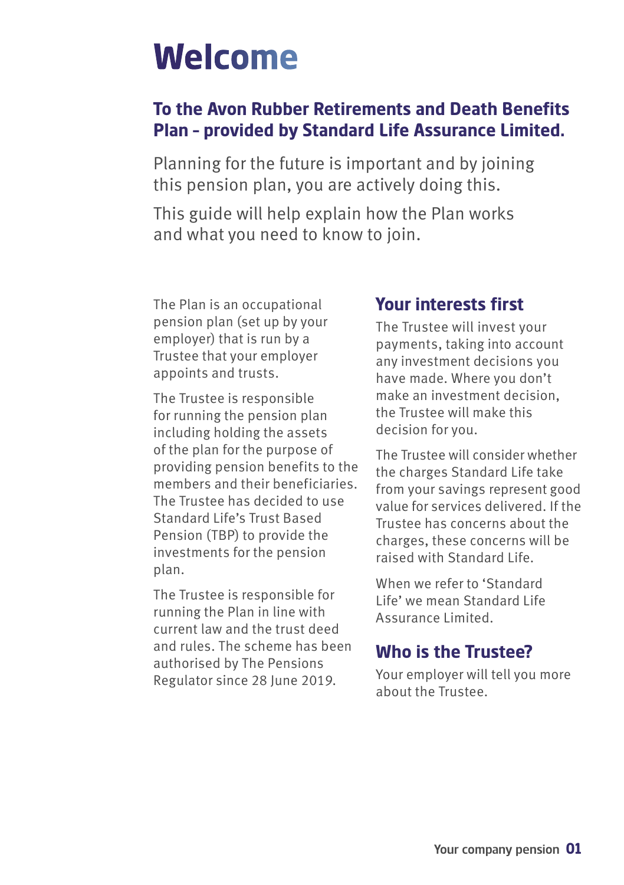# Welcome

## To the Avon Rubber Retirements and Death Benefits Plan - provided by Standard Life Assurance Limited.

Planning for the future is important and by joining this pension plan, you are actively doing this.

This guide will help explain how the Plan works and what you need to know to join.

The Plan is an occupational pension plan (set up by your employer) that is run by a Trustee that your employer appoints and trusts.

The Trustee is responsible for running the pension plan including holding the assets of the plan for the purpose of providing pension benefits to the members and their beneficiaries. The Trustee has decided to use Standard Life's Trust Based Pension (TBP) to provide the investments for the pension plan.

The Trustee is responsible for running the Plan in line with current law and the trust deed and rules. The scheme has been authorised by The Pensions Regulator since 28 June 2019.

### Your interests first

The Trustee will invest your payments, taking into account any investment decisions you have made. Where you don't make an investment decision, the Trustee will make this decision for you.

The Trustee will consider whether the charges Standard Life take from your savings represent good value for services delivered. If the Trustee has concerns about the charges, these concerns will be raised with Standard Life.

When we refer to 'Standard Life' we mean Standard Life Assurance Limited.

### Who is the Trustee?

Your employer will tell you more about the Trustee.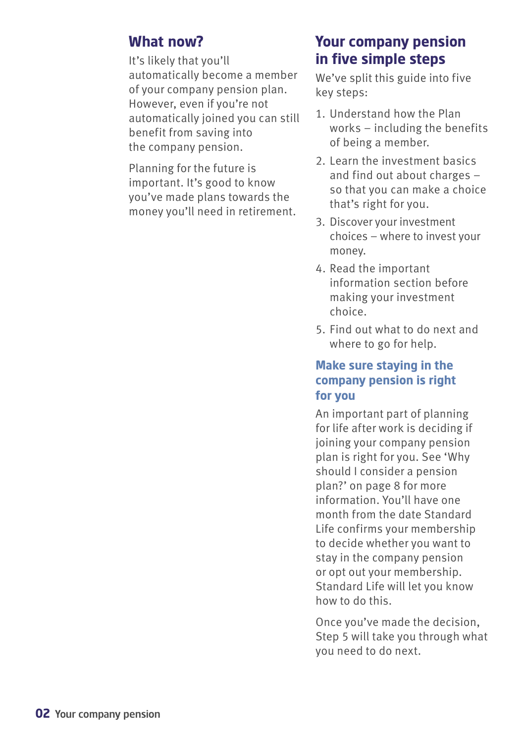## What now?

It's likely that you'll automatically become a member of your company pension plan. However, even if you're not automatically joined you can still benefit from saving into the company pension.

Planning for the future is important. It's good to know you've made plans towards the money you'll need in retirement.

## Your company pension in five simple steps

We've split this guide into five key steps:

1. Understand how the Plan works – including the benefits of being a member.
2. Learn the investment basics and find out about charges – so that you can make a choice that's right for you.
3. Discover your investment choices – where to invest your money.
4. Read the important information section before making your investment choice.
5. Find out what to do next and where to go for help.

### Make sure staying in the company pension is right for you

An important part of planning for life after work is deciding if joining your company pension plan is right for you. See 'Why should I consider a pension plan?' on page 8 for more information. You'll have one month from the date Standard Life confirms your membership to decide whether you want to stay in the company pension or opt out your membership. Standard Life will let you know how to do this.

Once you've made the decision, Step 5 will take you through what you need to do next.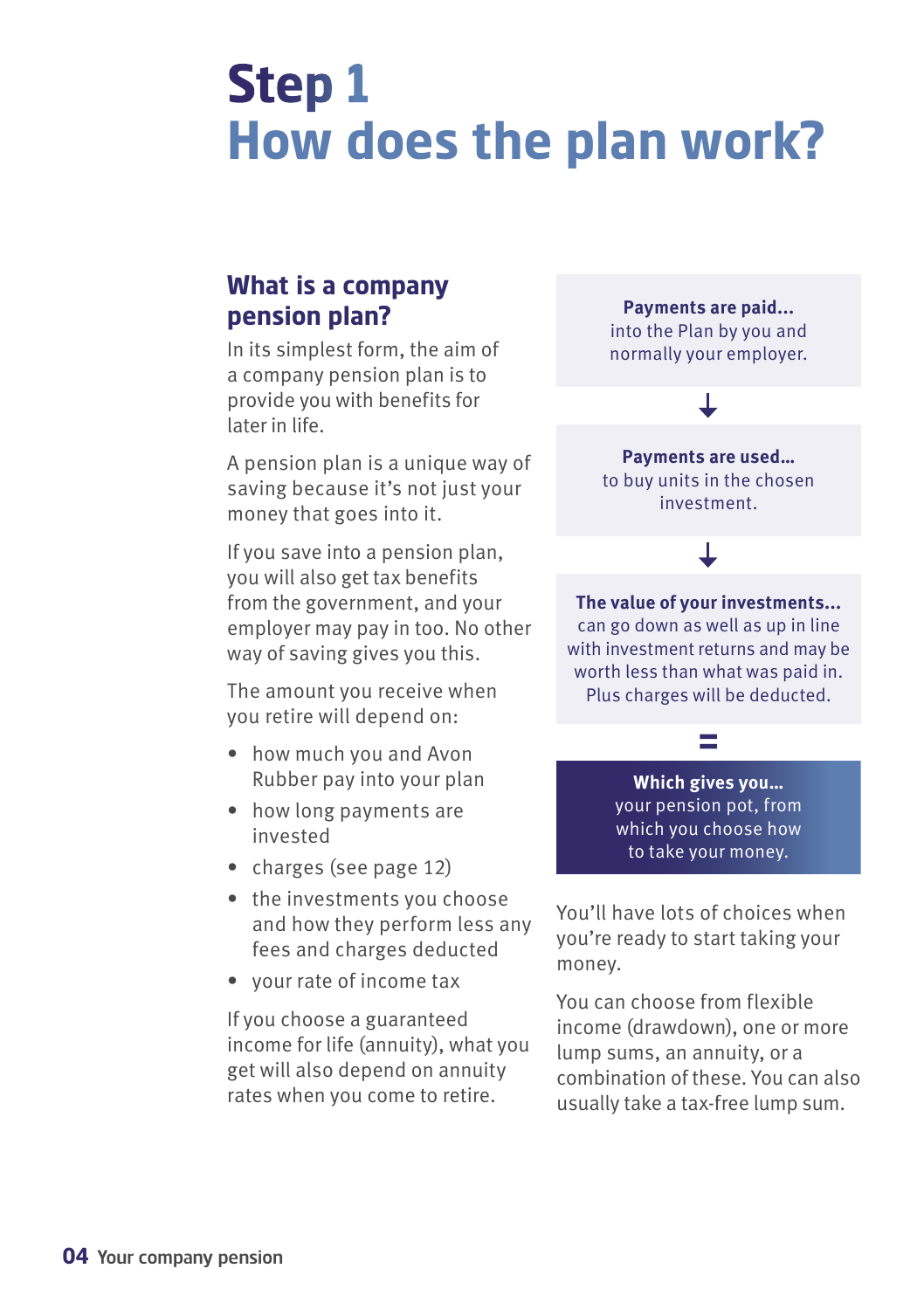# Step 1
# How does the plan work?

## What is a company pension plan?

In its simplest form, the aim of a company pension plan is to provide you with benefits for later in life.

A pension plan is a unique way of saving because it's not just your money that goes into it.

If you save into a pension plan, you will also get tax benefits from the government, and your employer may pay in too. No other way of saving gives you this.

The amount you receive when you retire will depend on:

- how much you and Avon Rubber pay into your plan
- how long payments are invested
- charges (see page 12)
- the investments you choose and how they perform less any fees and charges deducted
- your rate of income tax

If you choose a guaranteed income for life (annuity), what you get will also depend on annuity rates when you come to retire.

**Payments are paid...** into the Plan by you and normally your employer.

↓

**Payments are used...** to buy units in the chosen investment.

↓

**The value of your investments...** can go down as well as up in line with investment returns and may be worth less than what was paid in. Plus charges will be deducted.

=

**Which gives you...** your pension pot, from which you choose how to take your money.

You'll have lots of choices when you're ready to start taking your money.

You can choose from flexible income (drawdown), one or more lump sums, an annuity, or a combination of these. You can also usually take a tax-free lump sum.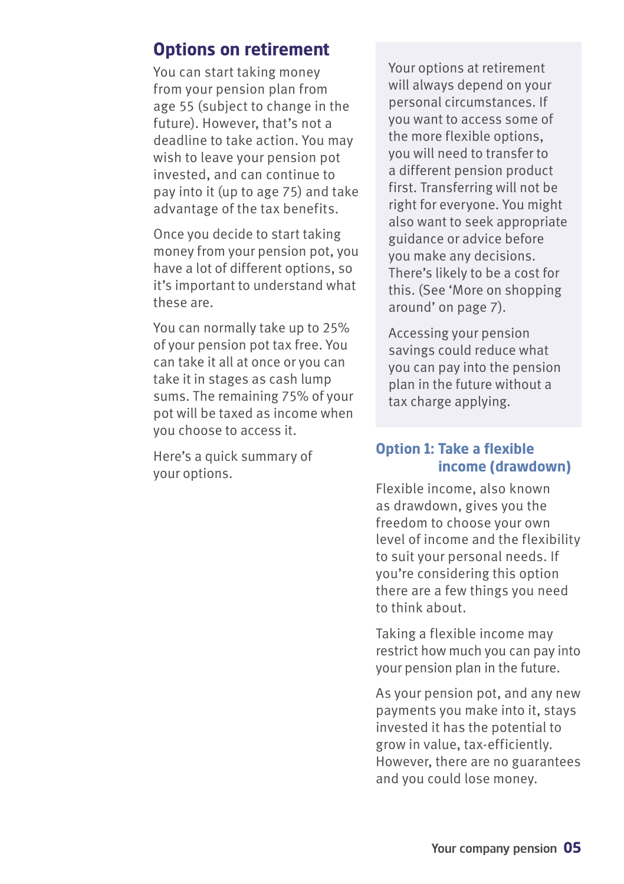## Options on retirement

You can start taking money from your pension plan from age 55 (subject to change in the future). However, that's not a deadline to take action. You may wish to leave your pension pot invested, and can continue to pay into it (up to age 75) and take advantage of the tax benefits.

Once you decide to start taking money from your pension pot, you have a lot of different options, so it's important to understand what these are.

You can normally take up to 25% of your pension pot tax free. You can take it all at once or you can take it in stages as cash lump sums. The remaining 75% of your pot will be taxed as income when you choose to access it.

Here's a quick summary of your options.

Your options at retirement will always depend on your personal circumstances. If you want to access some of the more flexible options, you will need to transfer to a different pension product first. Transferring will not be right for everyone. You might also want to seek appropriate guidance or advice before you make any decisions. There's likely to be a cost for this. (See 'More on shopping around' on page 7).

Accessing your pension savings could reduce what you can pay into the pension plan in the future without a tax charge applying.

### Option 1: Take a flexible income (drawdown)

Flexible income, also known as drawdown, gives you the freedom to choose your own level of income and the flexibility to suit your personal needs. If you're considering this option there are a few things you need to think about.

Taking a flexible income may restrict how much you can pay into your pension plan in the future.

As your pension pot, and any new payments you make into it, stays invested it has the potential to grow in value, tax-efficiently. However, there are no guarantees and you could lose money.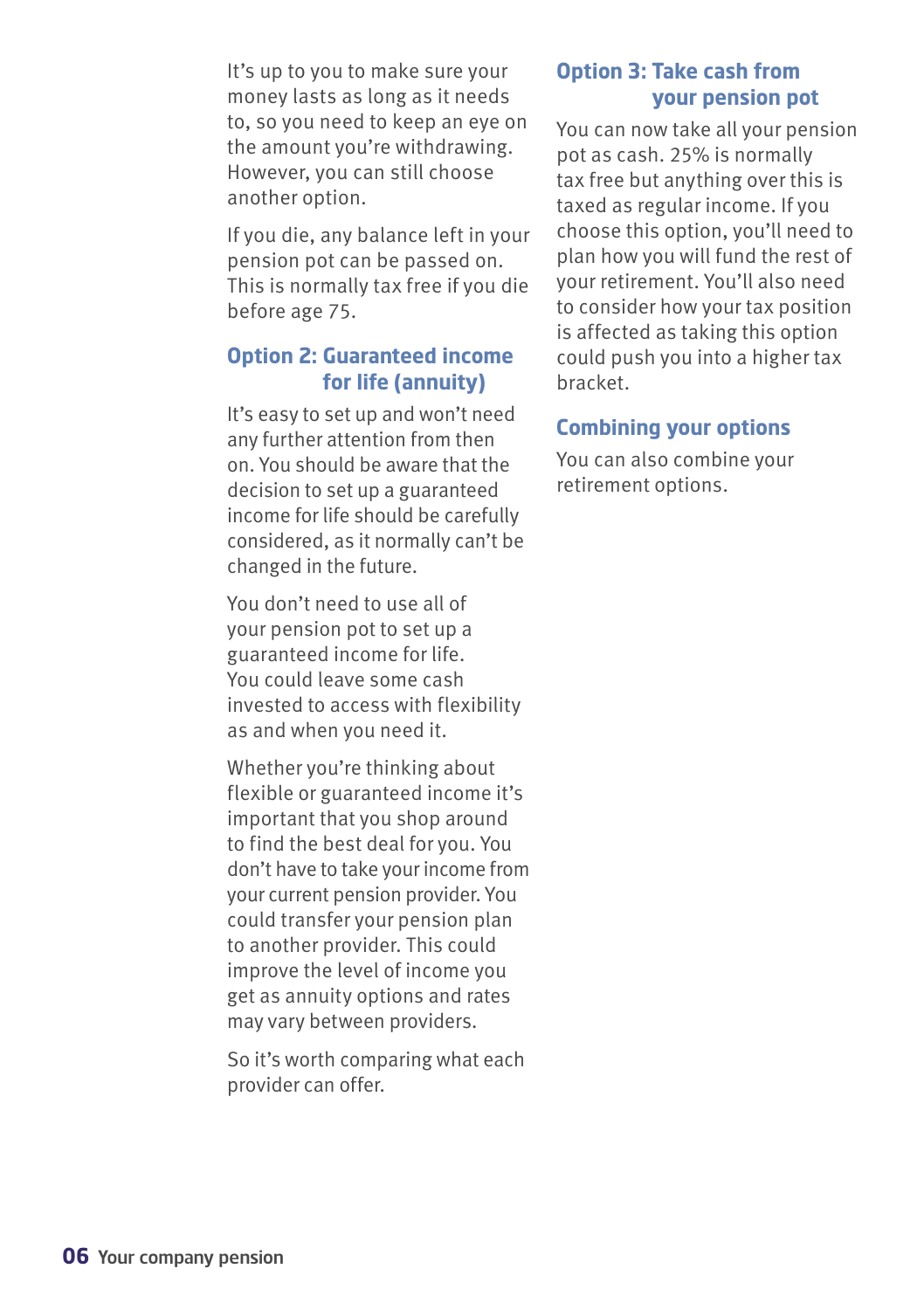It's up to you to make sure your money lasts as long as it needs to, so you need to keep an eye on the amount you're withdrawing. However, you can still choose another option.

If you die, any balance left in your pension pot can be passed on. This is normally tax free if you die before age 75.

## Option 2: Guaranteed income for life (annuity)

It's easy to set up and won't need any further attention from then on. You should be aware that the decision to set up a guaranteed income for life should be carefully considered, as it normally can't be changed in the future.

You don't need to use all of your pension pot to set up a guaranteed income for life. You could leave some cash invested to access with flexibility as and when you need it.

Whether you're thinking about flexible or guaranteed income it's important that you shop around to find the best deal for you. You don't have to take your income from your current pension provider. You could transfer your pension plan to another provider. This could improve the level of income you get as annuity options and rates may vary between providers.

So it's worth comparing what each provider can offer.

## Option 3: Take cash from your pension pot

You can now take all your pension pot as cash. 25% is normally tax free but anything over this is taxed as regular income. If you choose this option, you'll need to plan how you will fund the rest of your retirement. You'll also need to consider how your tax position is affected as taking this option could push you into a higher tax bracket.

## Combining your options

You can also combine your retirement options.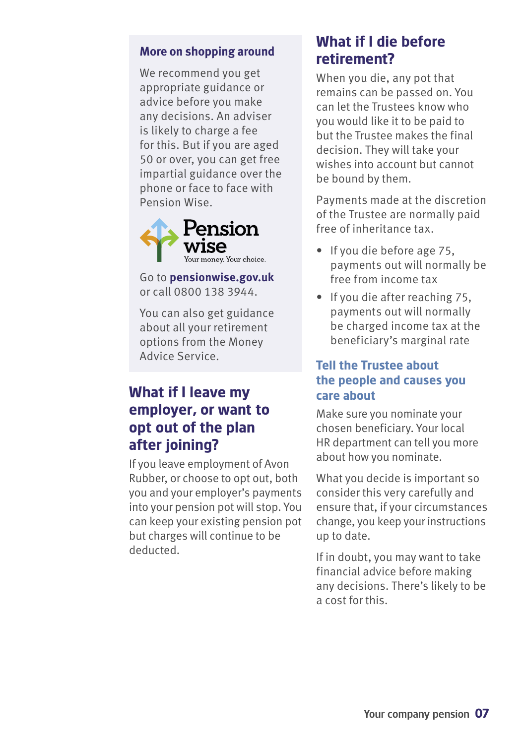### More on shopping around

We recommend you get appropriate guidance or advice before you make any decisions. An adviser is likely to charge a fee for this. But if you are aged 50 or over, you can get free impartial guidance over the phone or face to face with Pension Wise.

Pension wise
Your money. Your choice.

Go to **pensionwise.gov.uk** or call 0800 138 3944.

You can also get guidance about all your retirement options from the Money Advice Service.

## What if I leave my employer, or want to opt out of the plan after joining?

If you leave employment of Avon Rubber, or choose to opt out, both you and your employer's payments into your pension pot will stop. You can keep your existing pension pot but charges will continue to be deducted.

## What if I die before retirement?

When you die, any pot that remains can be passed on. You can let the Trustees know who you would like it to be paid to but the Trustee makes the final decision. They will take your wishes into account but cannot be bound by them.

Payments made at the discretion of the Trustee are normally paid free of inheritance tax.

- If you die before age 75, payments out will normally be free from income tax
- If you die after reaching 75, payments out will normally be charged income tax at the beneficiary's marginal rate

### Tell the Trustee about the people and causes you care about

Make sure you nominate your chosen beneficiary. Your local HR department can tell you more about how you nominate.

What you decide is important so consider this very carefully and ensure that, if your circumstances change, you keep your instructions up to date.

If in doubt, you may want to take financial advice before making any decisions. There's likely to be a cost for this.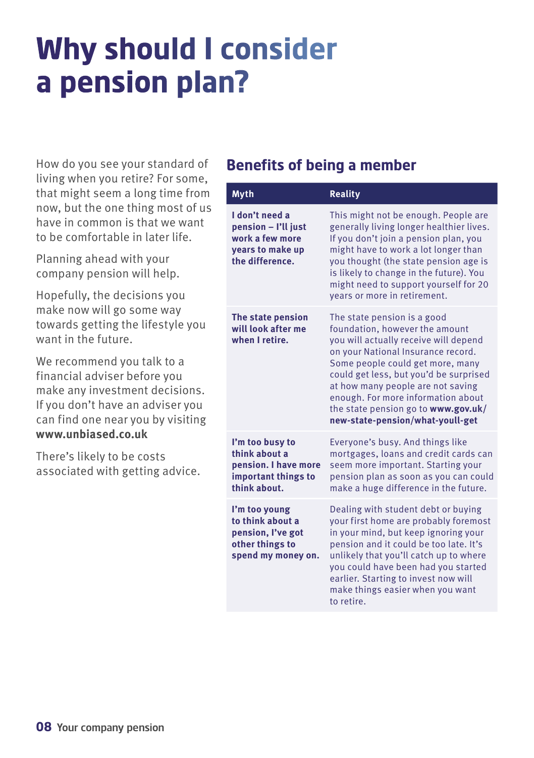# Why should I consider a pension plan?

How do you see your standard of living when you retire? For some, that might seem a long time from now, but the one thing most of us have in common is that we want to be comfortable in later life.

Planning ahead with your company pension will help.

Hopefully, the decisions you make now will go some way towards getting the lifestyle you want in the future.

We recommend you talk to a financial adviser before you make any investment decisions. If you don't have an adviser you can find one near you by visiting **www.unbiased.co.uk**

There's likely to be costs associated with getting advice.

## Benefits of being a member

| Myth | Reality |
|---|---|
| **I don't need a pension – I'll just work a few more years to make up the difference.** | This might not be enough. People are generally living longer healthier lives. If you don't join a pension plan, you might have to work a lot longer than you thought (the state pension age is is likely to change in the future). You might need to support yourself for 20 years or more in retirement. |
| **The state pension will look after me when I retire.** | The state pension is a good foundation, however the amount you will actually receive will depend on your National Insurance record. Some people could get more, many could get less, but you'd be surprised at how many people are not saving enough. For more information about the state pension go to **www.gov.uk/new-state-pension/what-youll-get** |
| **I'm too busy to think about a pension. I have more important things to think about.** | Everyone's busy. And things like mortgages, loans and credit cards can seem more important. Starting your pension plan as soon as you can could make a huge difference in the future. |
| **I'm too young to think about a pension, I've got other things to spend my money on.** | Dealing with student debt or buying your first home are probably foremost in your mind, but keep ignoring your pension and it could be too late. It's unlikely that you'll catch up to where you could have been had you started earlier. Starting to invest now will make things easier when you want to retire. |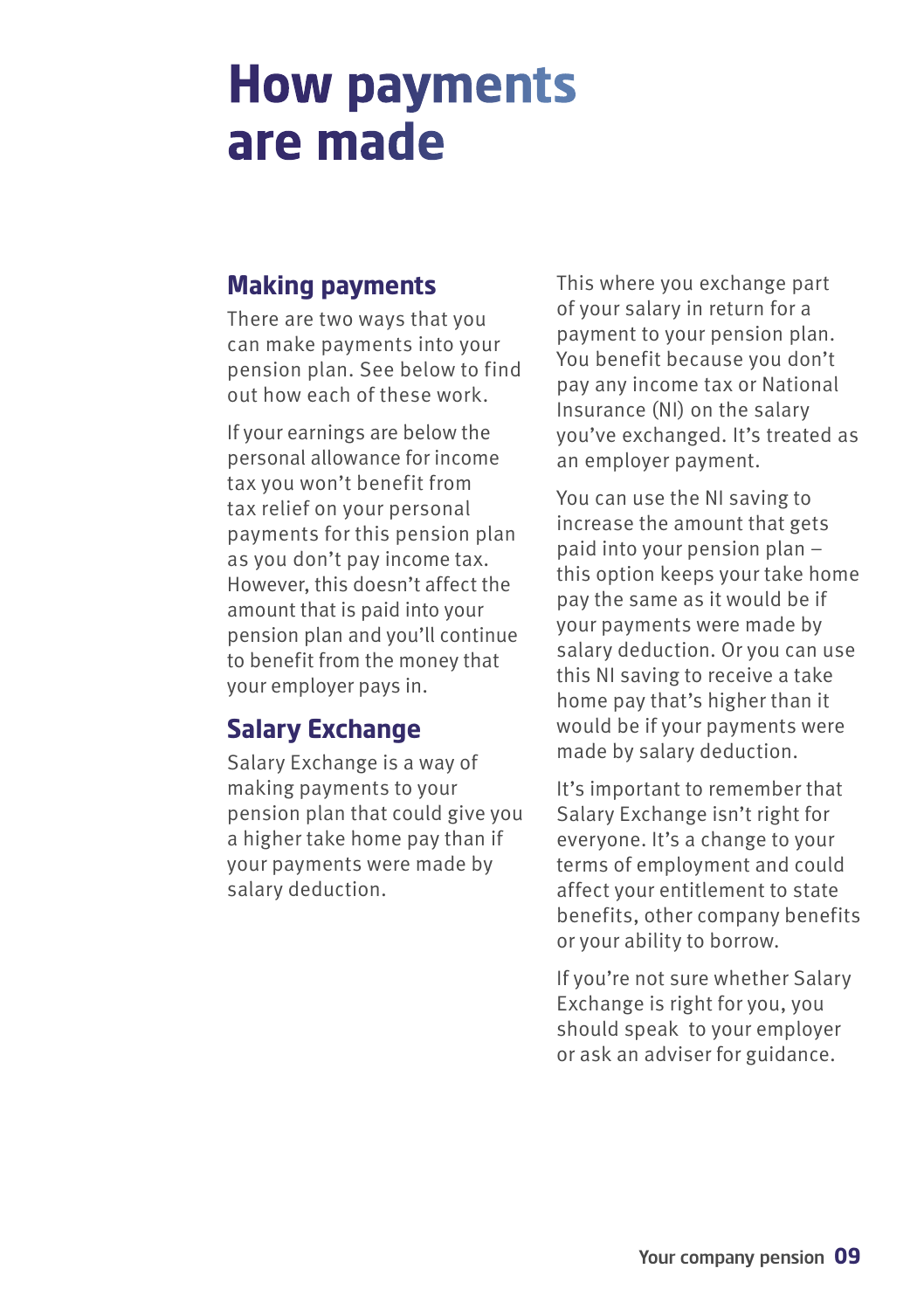# How payments are made

## Making payments

There are two ways that you can make payments into your pension plan. See below to find out how each of these work.

If your earnings are below the personal allowance for income tax you won't benefit from tax relief on your personal payments for this pension plan as you don't pay income tax. However, this doesn't affect the amount that is paid into your pension plan and you'll continue to benefit from the money that your employer pays in.

## Salary Exchange

Salary Exchange is a way of making payments to your pension plan that could give you a higher take home pay than if your payments were made by salary deduction.

This where you exchange part of your salary in return for a payment to your pension plan. You benefit because you don't pay any income tax or National Insurance (NI) on the salary you've exchanged. It's treated as an employer payment.

You can use the NI saving to increase the amount that gets paid into your pension plan – this option keeps your take home pay the same as it would be if your payments were made by salary deduction. Or you can use this NI saving to receive a take home pay that's higher than it would be if your payments were made by salary deduction.

It's important to remember that Salary Exchange isn't right for everyone. It's a change to your terms of employment and could affect your entitlement to state benefits, other company benefits or your ability to borrow.

If you're not sure whether Salary Exchange is right for you, you should speak to your employer or ask an adviser for guidance.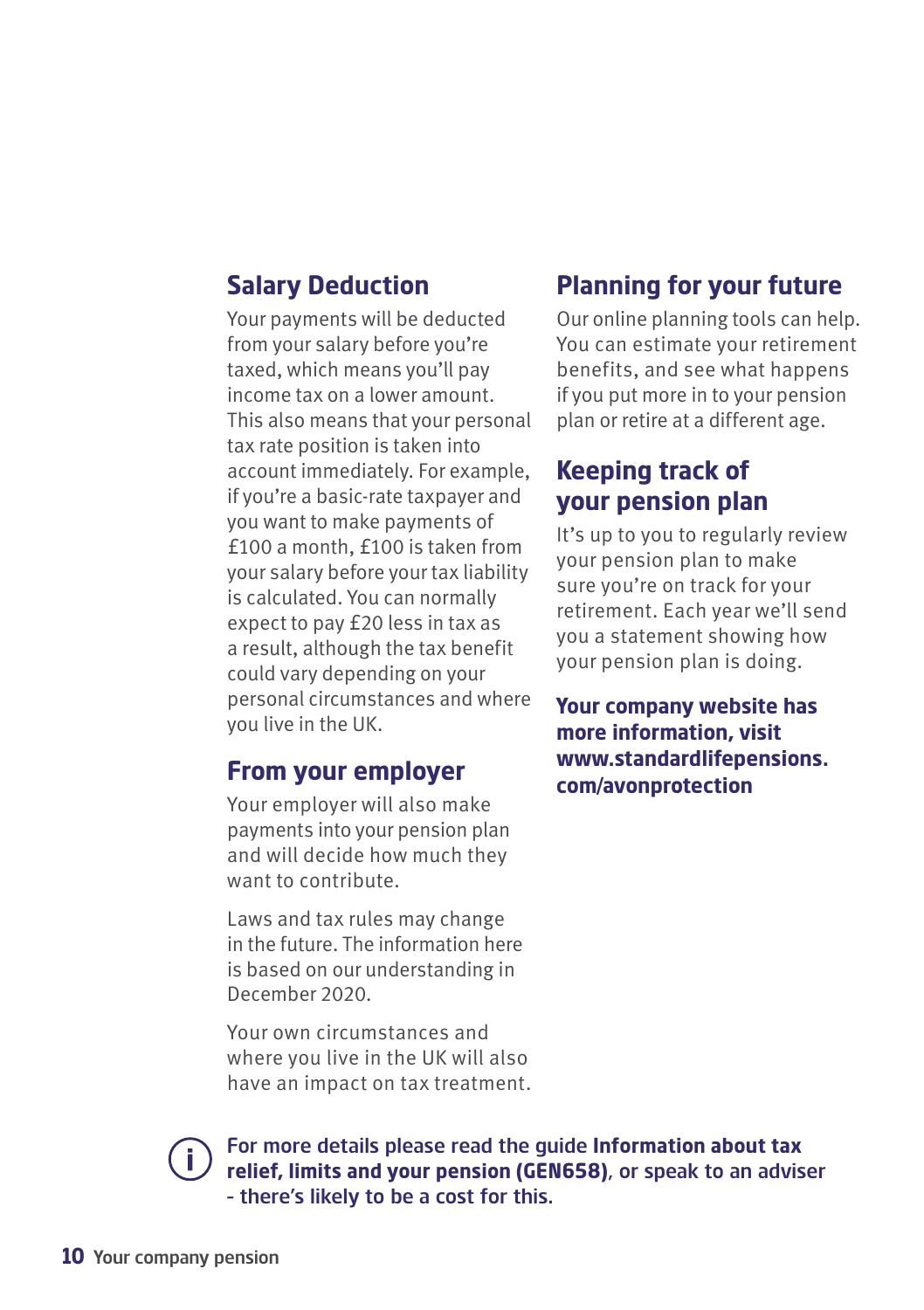## Salary Deduction

Your payments will be deducted from your salary before you're taxed, which means you'll pay income tax on a lower amount. This also means that your personal tax rate position is taken into account immediately. For example, if you're a basic-rate taxpayer and you want to make payments of £100 a month, £100 is taken from your salary before your tax liability is calculated. You can normally expect to pay £20 less in tax as a result, although the tax benefit could vary depending on your personal circumstances and where you live in the UK.

## From your employer

Your employer will also make payments into your pension plan and will decide how much they want to contribute.

Laws and tax rules may change in the future. The information here is based on our understanding in December 2020.

Your own circumstances and where you live in the UK will also have an impact on tax treatment.

## Planning for your future

Our online planning tools can help. You can estimate your retirement benefits, and see what happens if you put more in to your pension plan or retire at a different age.

## Keeping track of your pension plan

It's up to you to regularly review your pension plan to make sure you're on track for your retirement. Each year we'll send you a statement showing how your pension plan is doing.

**Your company website has more information, visit www.standardlifepensions.com/avonprotection**

For more details please read the guide **Information about tax relief, limits and your pension (GEN658)**, or speak to an adviser - there's likely to be a cost for this.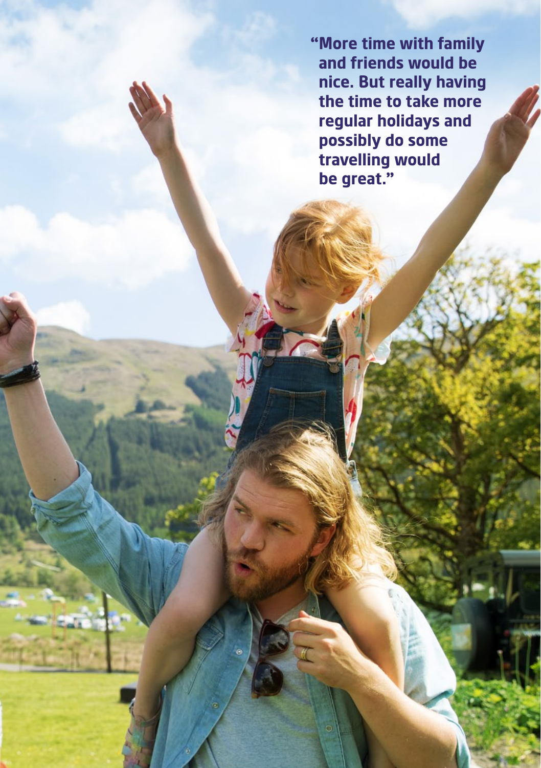**"More time with family and friends would be nice. But really having the time to take more regular holidays and possibly do some travelling would be great."**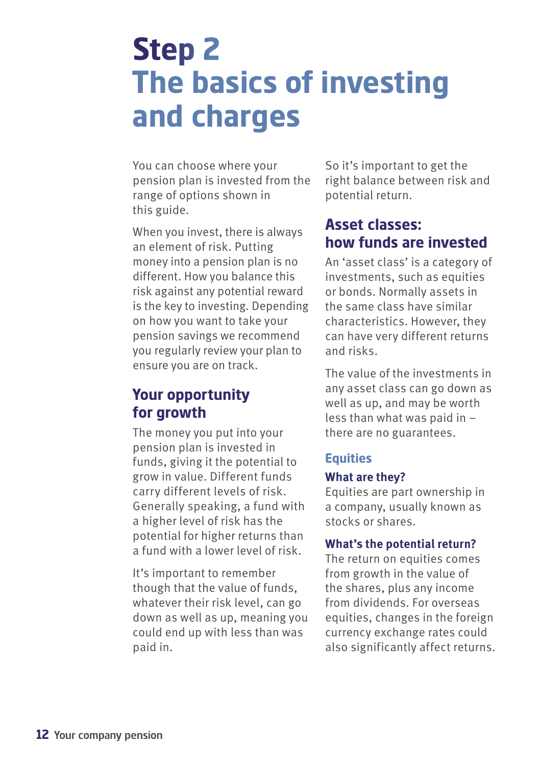# Step 2 The basics of investing and charges

You can choose where your pension plan is invested from the range of options shown in this guide.

When you invest, there is always an element of risk. Putting money into a pension plan is no different. How you balance this risk against any potential reward is the key to investing. Depending on how you want to take your pension savings we recommend you regularly review your plan to ensure you are on track.

## Your opportunity for growth

The money you put into your pension plan is invested in funds, giving it the potential to grow in value. Different funds carry different levels of risk. Generally speaking, a fund with a higher level of risk has the potential for higher returns than a fund with a lower level of risk.

It's important to remember though that the value of funds, whatever their risk level, can go down as well as up, meaning you could end up with less than was paid in.

So it's important to get the right balance between risk and potential return.

## Asset classes: how funds are invested

An 'asset class' is a category of investments, such as equities or bonds. Normally assets in the same class have similar characteristics. However, they can have very different returns and risks.

The value of the investments in any asset class can go down as well as up, and may be worth less than what was paid in – there are no guarantees.

### Equities

#### What are they?

Equities are part ownership in a company, usually known as stocks or shares.

#### What's the potential return?

The return on equities comes from growth in the value of the shares, plus any income from dividends. For overseas equities, changes in the foreign currency exchange rates could also significantly affect returns.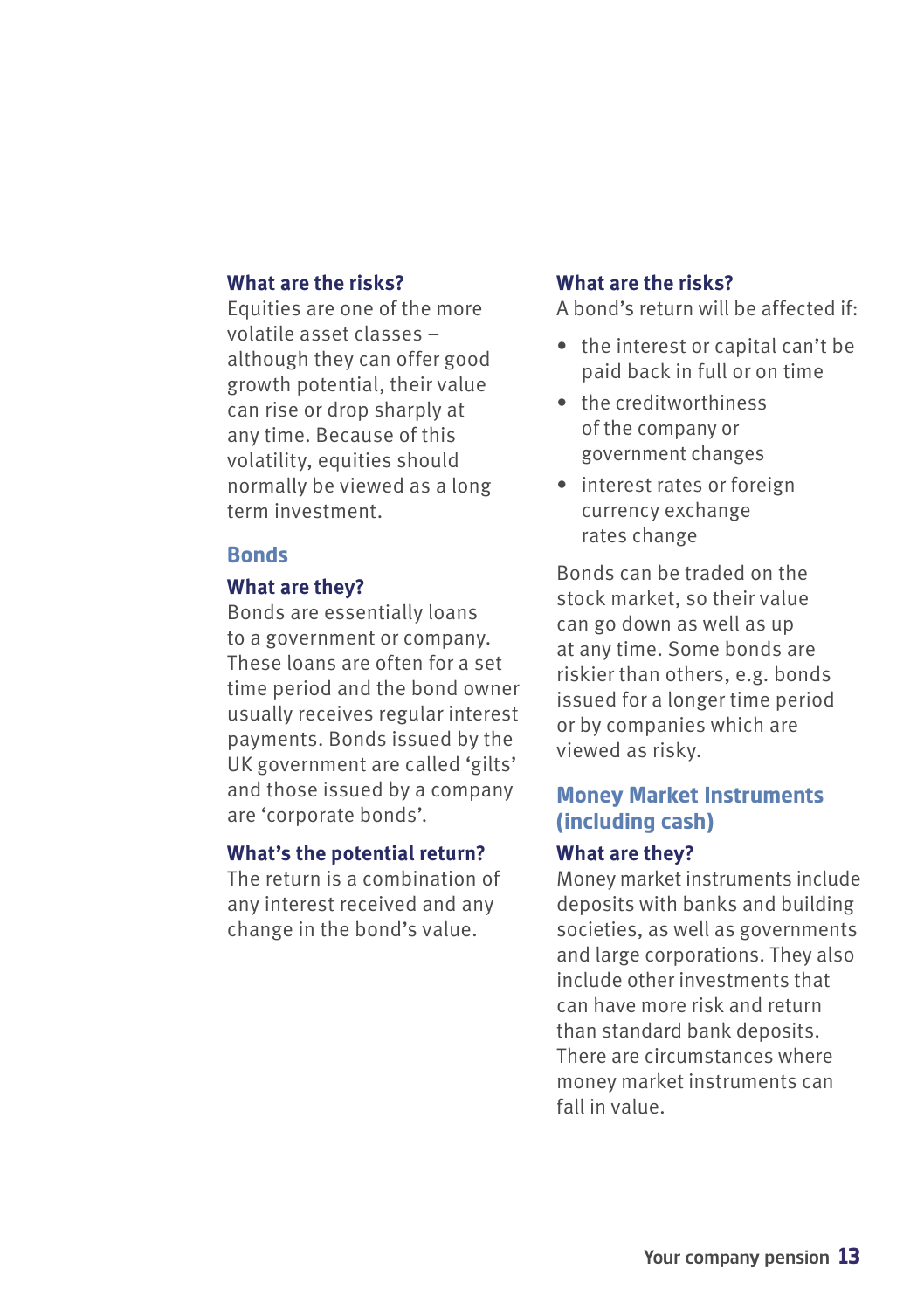### What are the risks?

Equities are one of the more volatile asset classes – although they can offer good growth potential, their value can rise or drop sharply at any time. Because of this volatility, equities should normally be viewed as a long term investment.

## Bonds

### What are they?

Bonds are essentially loans to a government or company. These loans are often for a set time period and the bond owner usually receives regular interest payments. Bonds issued by the UK government are called 'gilts' and those issued by a company are 'corporate bonds'.

### What's the potential return?

The return is a combination of any interest received and any change in the bond's value.

### What are the risks?

A bond's return will be affected if:

- the interest or capital can't be paid back in full or on time
- the creditworthiness of the company or government changes
- interest rates or foreign currency exchange rates change

Bonds can be traded on the stock market, so their value can go down as well as up at any time. Some bonds are riskier than others, e.g. bonds issued for a longer time period or by companies which are viewed as risky.

## Money Market Instruments (including cash)

### What are they?

Money market instruments include deposits with banks and building societies, as well as governments and large corporations. They also include other investments that can have more risk and return than standard bank deposits. There are circumstances where money market instruments can fall in value.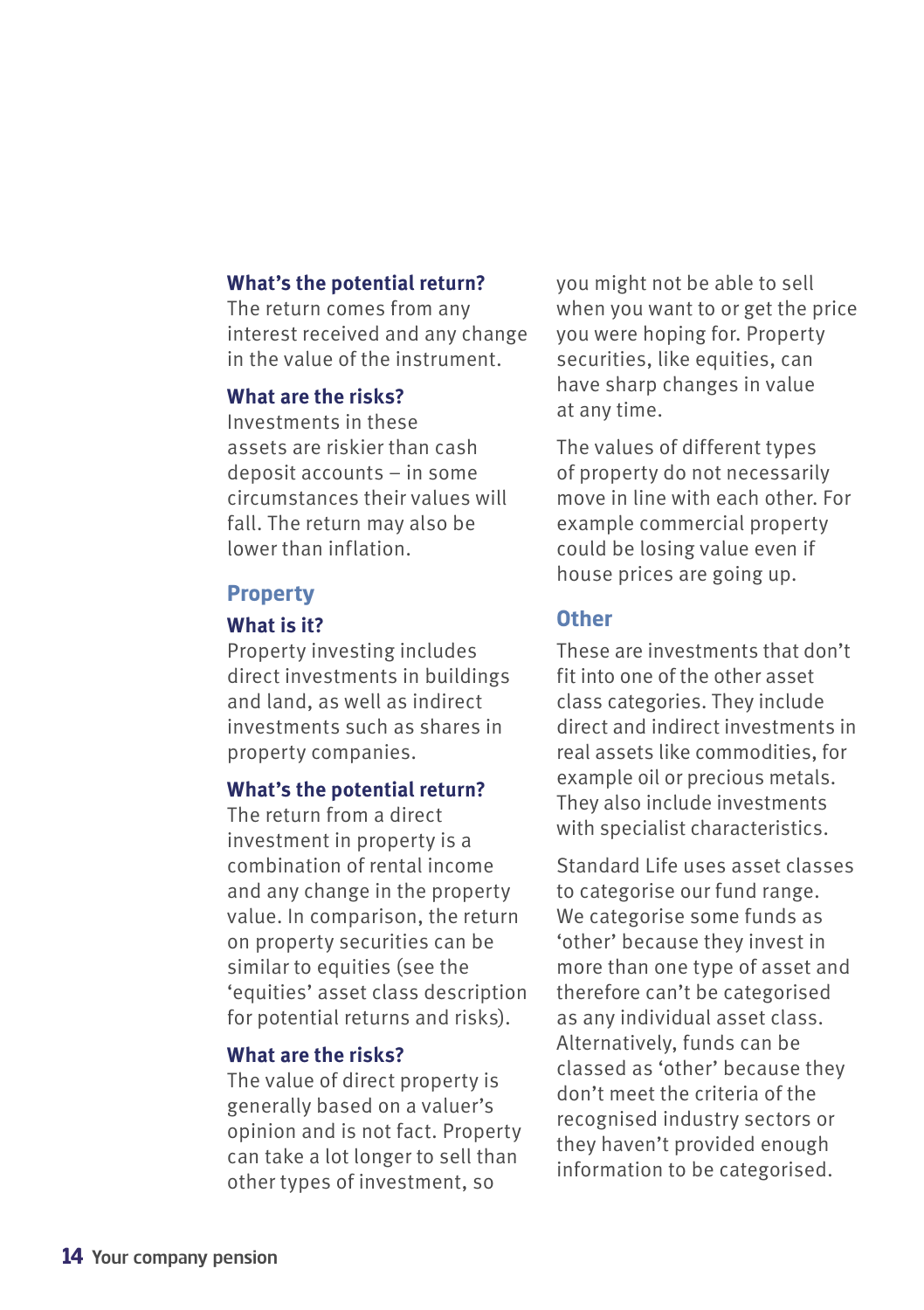### What's the potential return?

The return comes from any interest received and any change in the value of the instrument.

### What are the risks?

Investments in these assets are riskier than cash deposit accounts – in some circumstances their values will fall. The return may also be lower than inflation.

## Property

### What is it?

Property investing includes direct investments in buildings and land, as well as indirect investments such as shares in property companies.

### What's the potential return?

The return from a direct investment in property is a combination of rental income and any change in the property value. In comparison, the return on property securities can be similar to equities (see the 'equities' asset class description for potential returns and risks).

### What are the risks?

The value of direct property is generally based on a valuer's opinion and is not fact. Property can take a lot longer to sell than other types of investment, so you might not be able to sell when you want to or get the price you were hoping for. Property securities, like equities, can have sharp changes in value at any time.

The values of different types of property do not necessarily move in line with each other. For example commercial property could be losing value even if house prices are going up.

## Other

These are investments that don't fit into one of the other asset class categories. They include direct and indirect investments in real assets like commodities, for example oil or precious metals. They also include investments with specialist characteristics.

Standard Life uses asset classes to categorise our fund range. We categorise some funds as 'other' because they invest in more than one type of asset and therefore can't be categorised as any individual asset class. Alternatively, funds can be classed as 'other' because they don't meet the criteria of the recognised industry sectors or they haven't provided enough information to be categorised.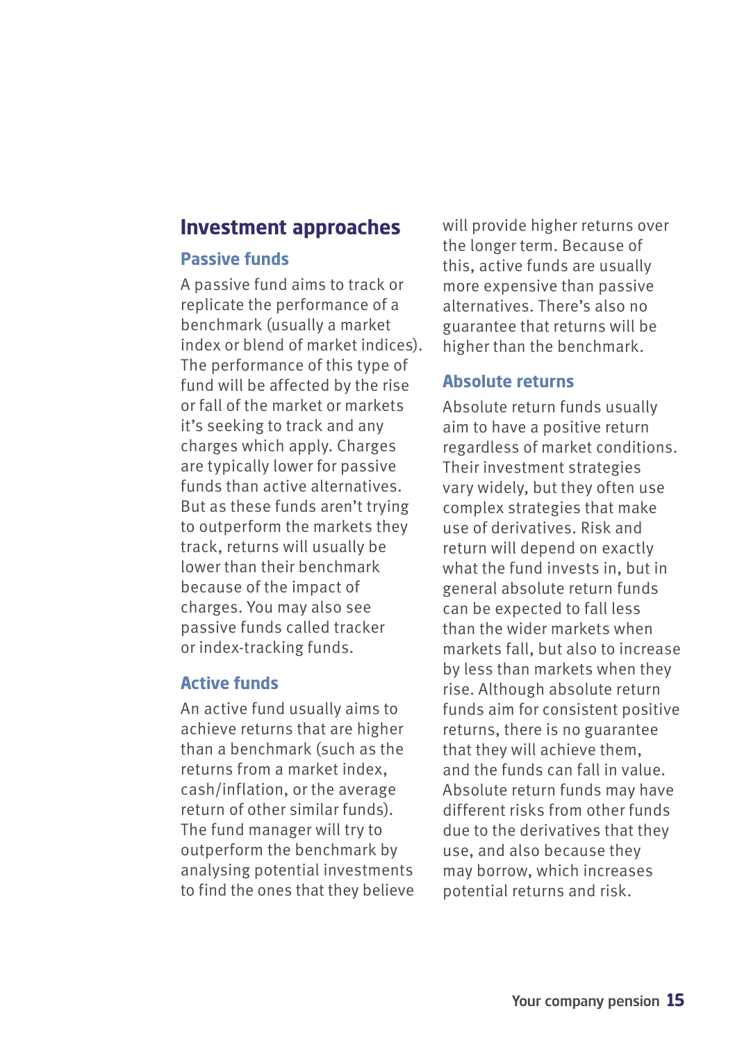## Investment approaches

### Passive funds

A passive fund aims to track or replicate the performance of a benchmark (usually a market index or blend of market indices). The performance of this type of fund will be affected by the rise or fall of the market or markets it's seeking to track and any charges which apply. Charges are typically lower for passive funds than active alternatives. But as these funds aren't trying to outperform the markets they track, returns will usually be lower than their benchmark because of the impact of charges. You may also see passive funds called tracker or index-tracking funds.

### Active funds

An active fund usually aims to achieve returns that are higher than a benchmark (such as the returns from a market index, cash/inflation, or the average return of other similar funds). The fund manager will try to outperform the benchmark by analysing potential investments to find the ones that they believe will provide higher returns over the longer term. Because of this, active funds are usually more expensive than passive alternatives. There's also no guarantee that returns will be higher than the benchmark.

### Absolute returns

Absolute return funds usually aim to have a positive return regardless of market conditions. Their investment strategies vary widely, but they often use complex strategies that make use of derivatives. Risk and return will depend on exactly what the fund invests in, but in general absolute return funds can be expected to fall less than the wider markets when markets fall, but also to increase by less than markets when they rise. Although absolute return funds aim for consistent positive returns, there is no guarantee that they will achieve them, and the funds can fall in value. Absolute return funds may have different risks from other funds due to the derivatives that they use, and also because they may borrow, which increases potential returns and risk.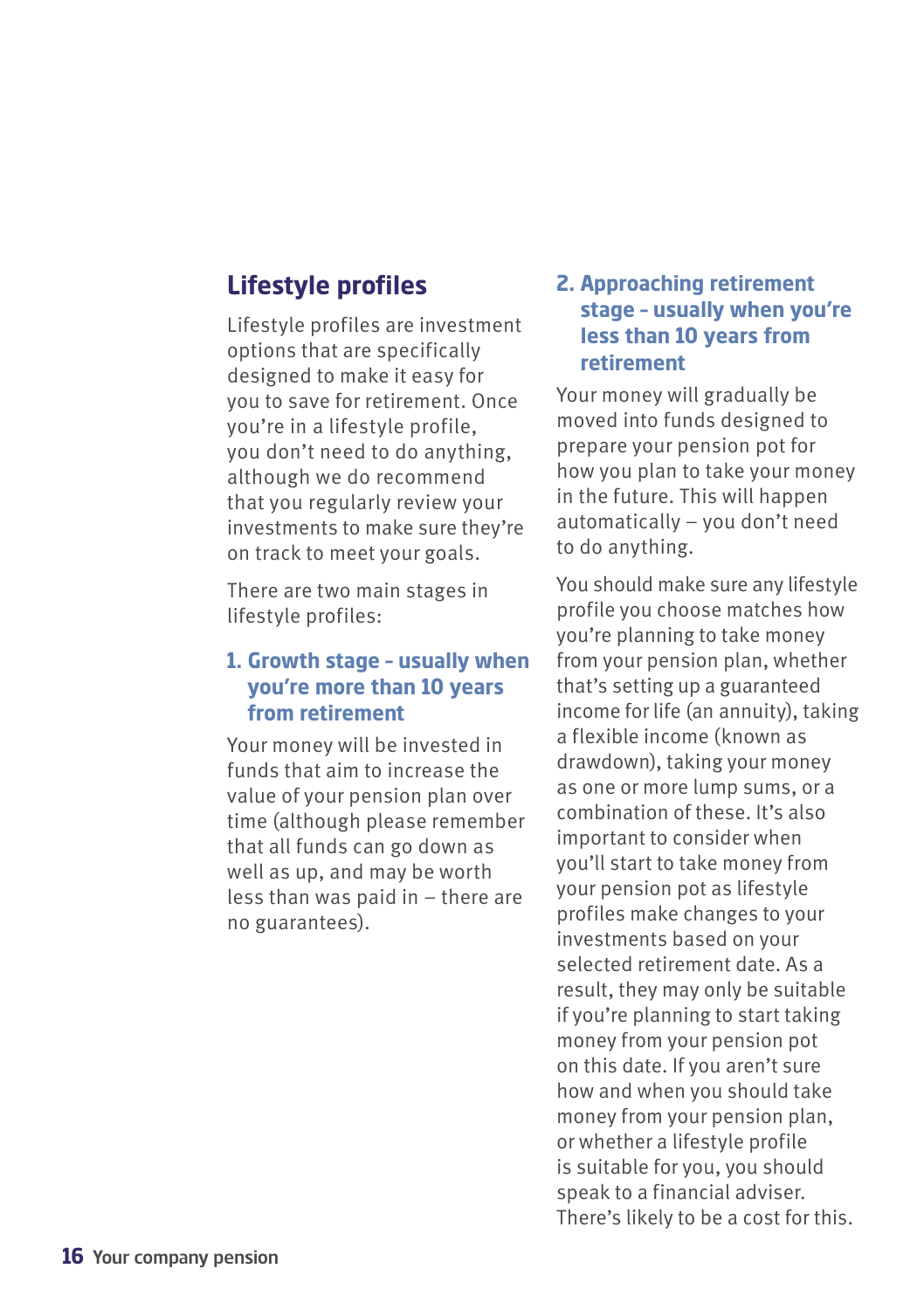## Lifestyle profiles

Lifestyle profiles are investment options that are specifically designed to make it easy for you to save for retirement. Once you're in a lifestyle profile, you don't need to do anything, although we do recommend that you regularly review your investments to make sure they're on track to meet your goals.

There are two main stages in lifestyle profiles:

### 1. Growth stage – usually when you're more than 10 years from retirement

Your money will be invested in funds that aim to increase the value of your pension plan over time (although please remember that all funds can go down as well as up, and may be worth less than was paid in – there are no guarantees).

### 2. Approaching retirement stage – usually when you're less than 10 years from retirement

Your money will gradually be moved into funds designed to prepare your pension pot for how you plan to take your money in the future. This will happen automatically – you don't need to do anything.

You should make sure any lifestyle profile you choose matches how you're planning to take money from your pension plan, whether that's setting up a guaranteed income for life (an annuity), taking a flexible income (known as drawdown), taking your money as one or more lump sums, or a combination of these. It's also important to consider when you'll start to take money from your pension pot as lifestyle profiles make changes to your investments based on your selected retirement date. As a result, they may only be suitable if you're planning to start taking money from your pension pot on this date. If you aren't sure how and when you should take money from your pension plan, or whether a lifestyle profile is suitable for you, you should speak to a financial adviser. There's likely to be a cost for this.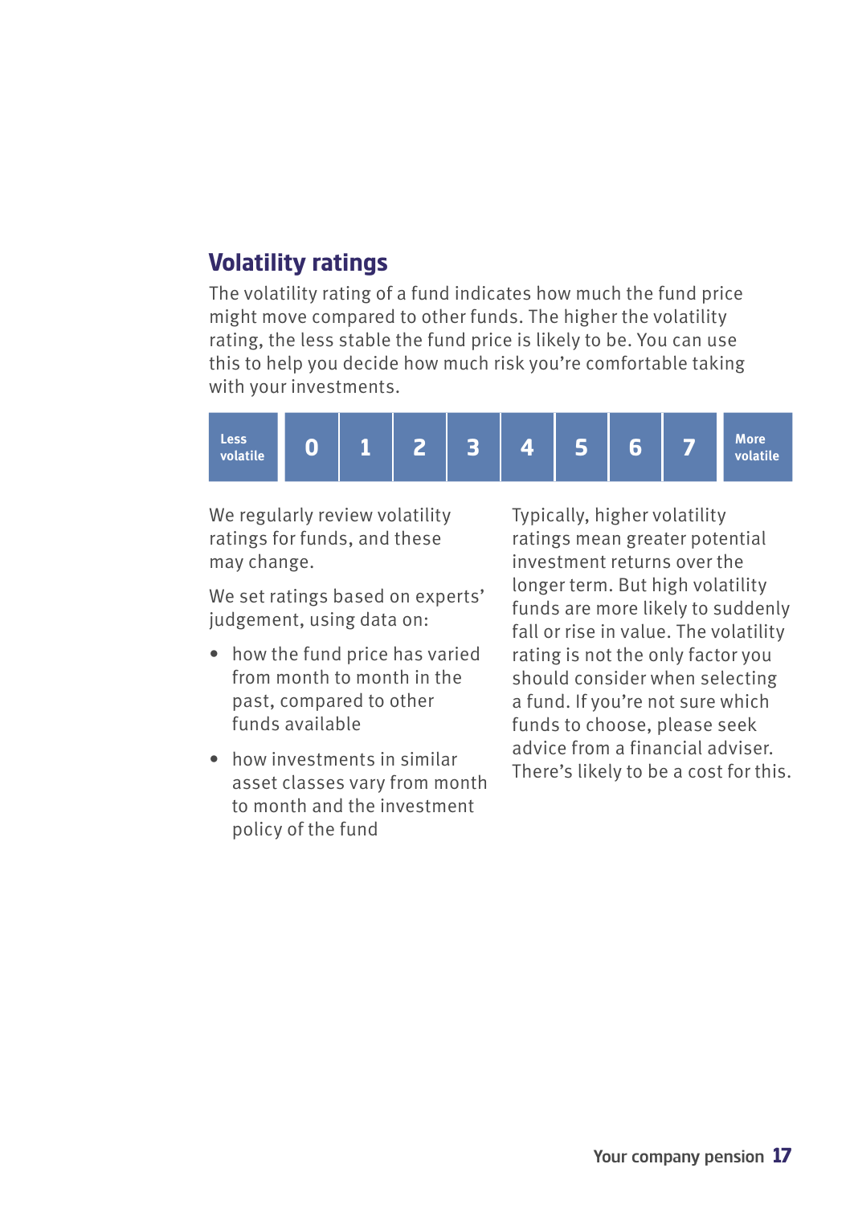## Volatility ratings

The volatility rating of a fund indicates how much the fund price might move compared to other funds. The higher the volatility rating, the less stable the fund price is likely to be. You can use this to help you decide how much risk you're comfortable taking with your investments.

| Less volatile | 0 | 1 | 2 | 3 | 4 | 5 | 6 | 7 | More volatile |
|---|---|---|---|---|---|---|---|---|---|

We regularly review volatility ratings for funds, and these may change.

We set ratings based on experts' judgement, using data on:

- how the fund price has varied from month to month in the past, compared to other funds available
- how investments in similar asset classes vary from month to month and the investment policy of the fund

Typically, higher volatility ratings mean greater potential investment returns over the longer term. But high volatility funds are more likely to suddenly fall or rise in value. The volatility rating is not the only factor you should consider when selecting a fund. If you're not sure which funds to choose, please seek advice from a financial adviser. There's likely to be a cost for this.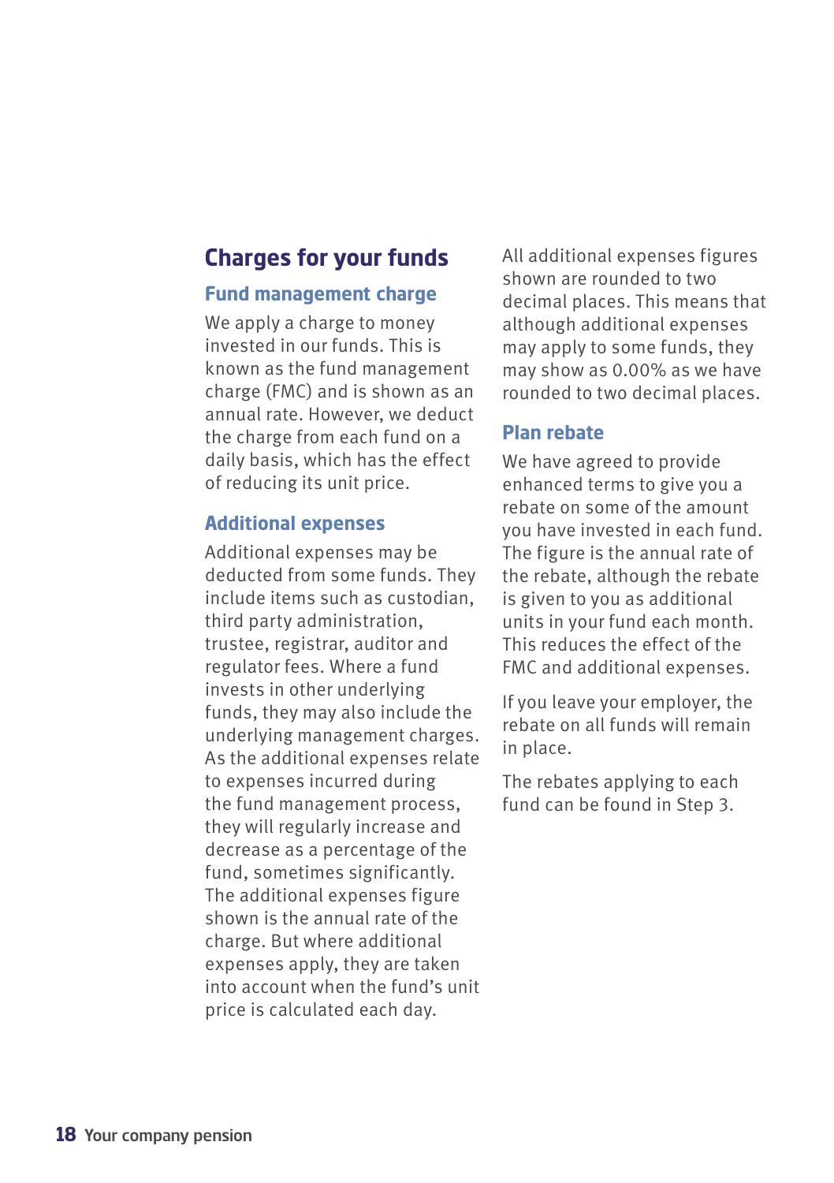## Charges for your funds

### Fund management charge

We apply a charge to money invested in our funds. This is known as the fund management charge (FMC) and is shown as an annual rate. However, we deduct the charge from each fund on a daily basis, which has the effect of reducing its unit price.

### Additional expenses

Additional expenses may be deducted from some funds. They include items such as custodian, third party administration, trustee, registrar, auditor and regulator fees. Where a fund invests in other underlying funds, they may also include the underlying management charges. As the additional expenses relate to expenses incurred during the fund management process, they will regularly increase and decrease as a percentage of the fund, sometimes significantly. The additional expenses figure shown is the annual rate of the charge. But where additional expenses apply, they are taken into account when the fund's unit price is calculated each day.

All additional expenses figures shown are rounded to two decimal places. This means that although additional expenses may apply to some funds, they may show as 0.00% as we have rounded to two decimal places.

### Plan rebate

We have agreed to provide enhanced terms to give you a rebate on some of the amount you have invested in each fund. The figure is the annual rate of the rebate, although the rebate is given to you as additional units in your fund each month. This reduces the effect of the FMC and additional expenses.

If you leave your employer, the rebate on all funds will remain in place.

The rebates applying to each fund can be found in Step 3.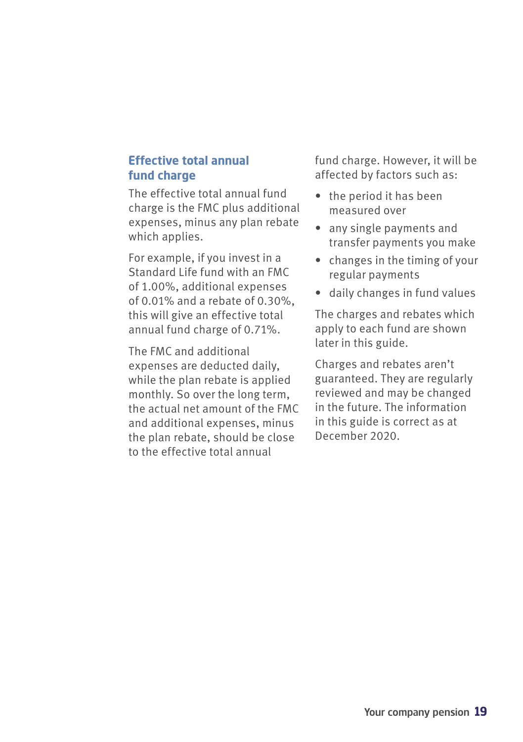## Effective total annual fund charge

The effective total annual fund charge is the FMC plus additional expenses, minus any plan rebate which applies.

For example, if you invest in a Standard Life fund with an FMC of 1.00%, additional expenses of 0.01% and a rebate of 0.30%, this will give an effective total annual fund charge of 0.71%.

The FMC and additional expenses are deducted daily, while the plan rebate is applied monthly. So over the long term, the actual net amount of the FMC and additional expenses, minus the plan rebate, should be close to the effective total annual fund charge. However, it will be affected by factors such as:

- the period it has been measured over
- any single payments and transfer payments you make
- changes in the timing of your regular payments
- daily changes in fund values

The charges and rebates which apply to each fund are shown later in this guide.

Charges and rebates aren't guaranteed. They are regularly reviewed and may be changed in the future. The information in this guide is correct as at December 2020.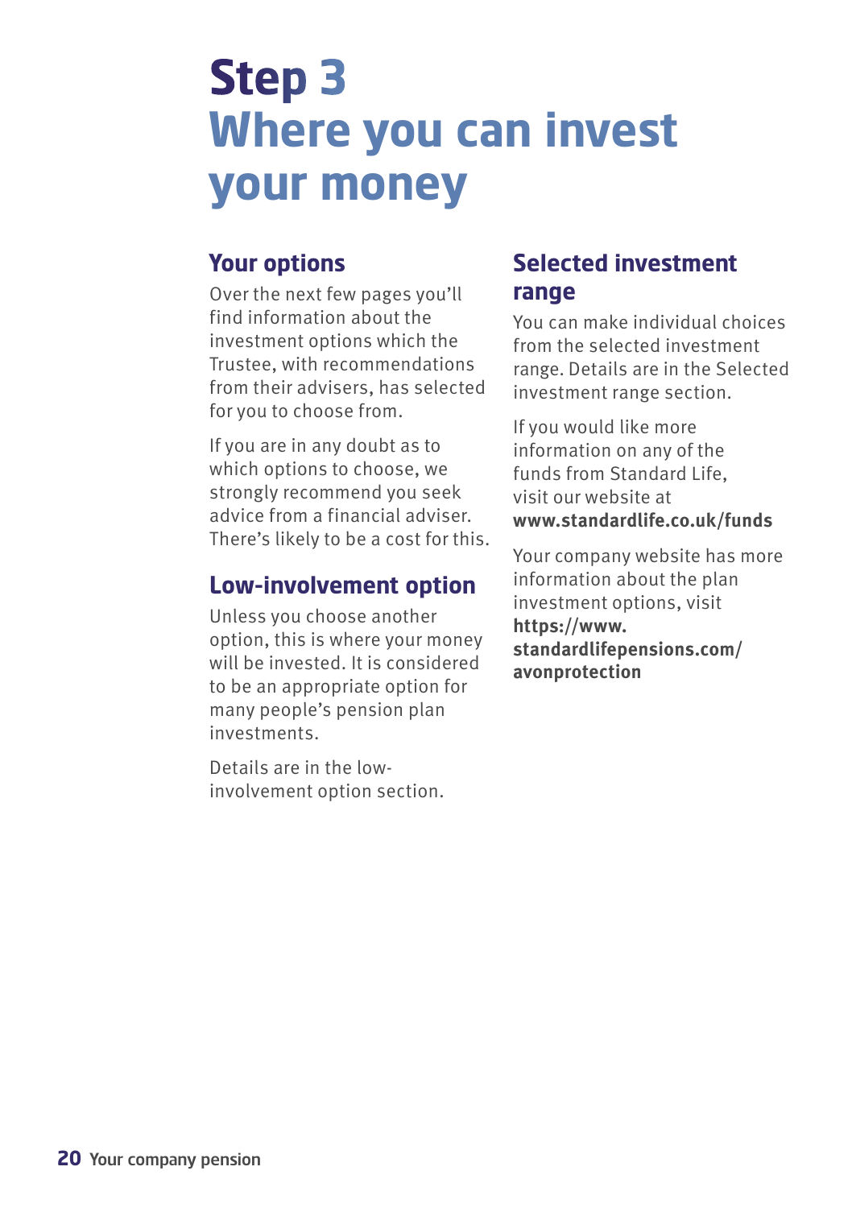# Step 3 Where you can invest your money

## Your options

Over the next few pages you'll find information about the investment options which the Trustee, with recommendations from their advisers, has selected for you to choose from.

If you are in any doubt as to which options to choose, we strongly recommend you seek advice from a financial adviser. There's likely to be a cost for this.

## Low-involvement option

Unless you choose another option, this is where your money will be invested. It is considered to be an appropriate option for many people's pension plan investments.

Details are in the low-involvement option section.

## Selected investment range

You can make individual choices from the selected investment range. Details are in the Selected investment range section.

If you would like more information on any of the funds from Standard Life, visit our website at **www.standardlife.co.uk/funds**

Your company website has more information about the plan investment options, visit **https://www.standardlifepensions.com/avonprotection**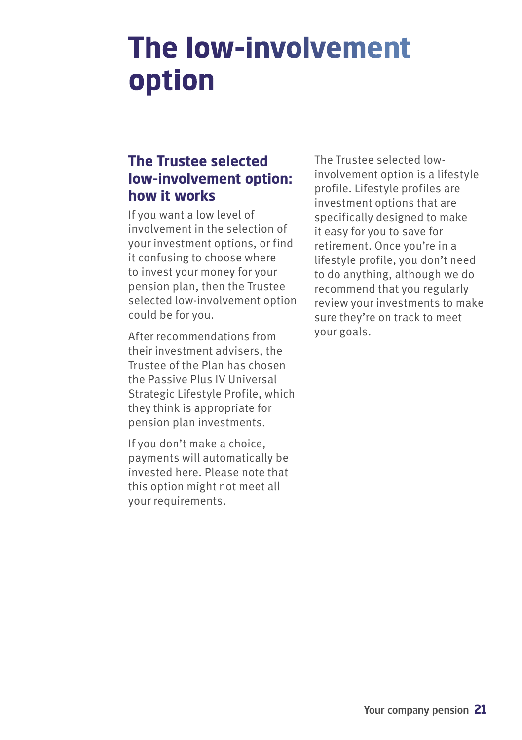# The low-involvement option

## The Trustee selected low-involvement option: how it works

If you want a low level of involvement in the selection of your investment options, or find it confusing to choose where to invest your money for your pension plan, then the Trustee selected low-involvement option could be for you.

After recommendations from their investment advisers, the Trustee of the Plan has chosen the Passive Plus IV Universal Strategic Lifestyle Profile, which they think is appropriate for pension plan investments.

If you don't make a choice, payments will automatically be invested here. Please note that this option might not meet all your requirements.

The Trustee selected low-involvement option is a lifestyle profile. Lifestyle profiles are investment options that are specifically designed to make it easy for you to save for retirement. Once you're in a lifestyle profile, you don't need to do anything, although we do recommend that you regularly review your investments to make sure they're on track to meet your goals.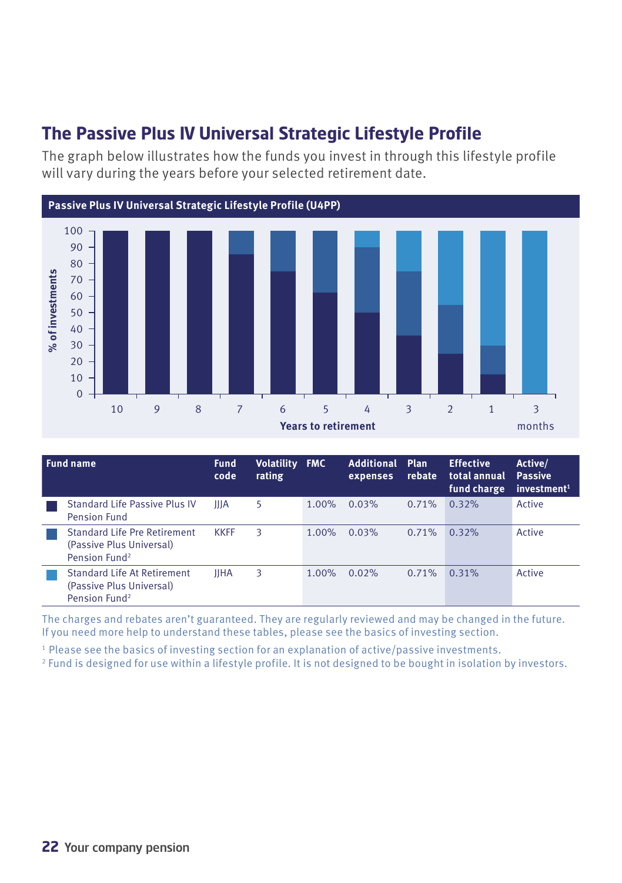## The Passive Plus IV Universal Strategic Lifestyle Profile

The graph below illustrates how the funds you invest in through this lifestyle profile will vary during the years before your selected retirement date.

**Passive Plus IV Universal Strategic Lifestyle Profile (U4PP)**

| Fund name | Fund code | Volatility rating | FMC | Additional expenses | Plan rebate | Effective total annual fund charge | Active/ Passive investment[1] |
|---|---|---|---|---|---|---|---|
| Standard Life Passive Plus IV Pension Fund | JJJA | 5 | 1.00% | 0.03% | 0.71% | 0.32% | Active |
| Standard Life Pre Retirement (Passive Plus Universal) Pension Fund[2] | KKFF | 3 | 1.00% | 0.03% | 0.71% | 0.32% | Active |
| Standard Life At Retirement (Passive Plus Universal) Pension Fund[2] | JJHA | 3 | 1.00% | 0.02% | 0.71% | 0.31% | Active |

The charges and rebates aren't guaranteed. They are regularly reviewed and may be changed in the future. If you need more help to understand these tables, please see the basics of investing section.

[1] Please see the basics of investing section for an explanation of active/passive investments.

[2] Fund is designed for use within a lifestyle profile. It is not designed to be bought in isolation by investors.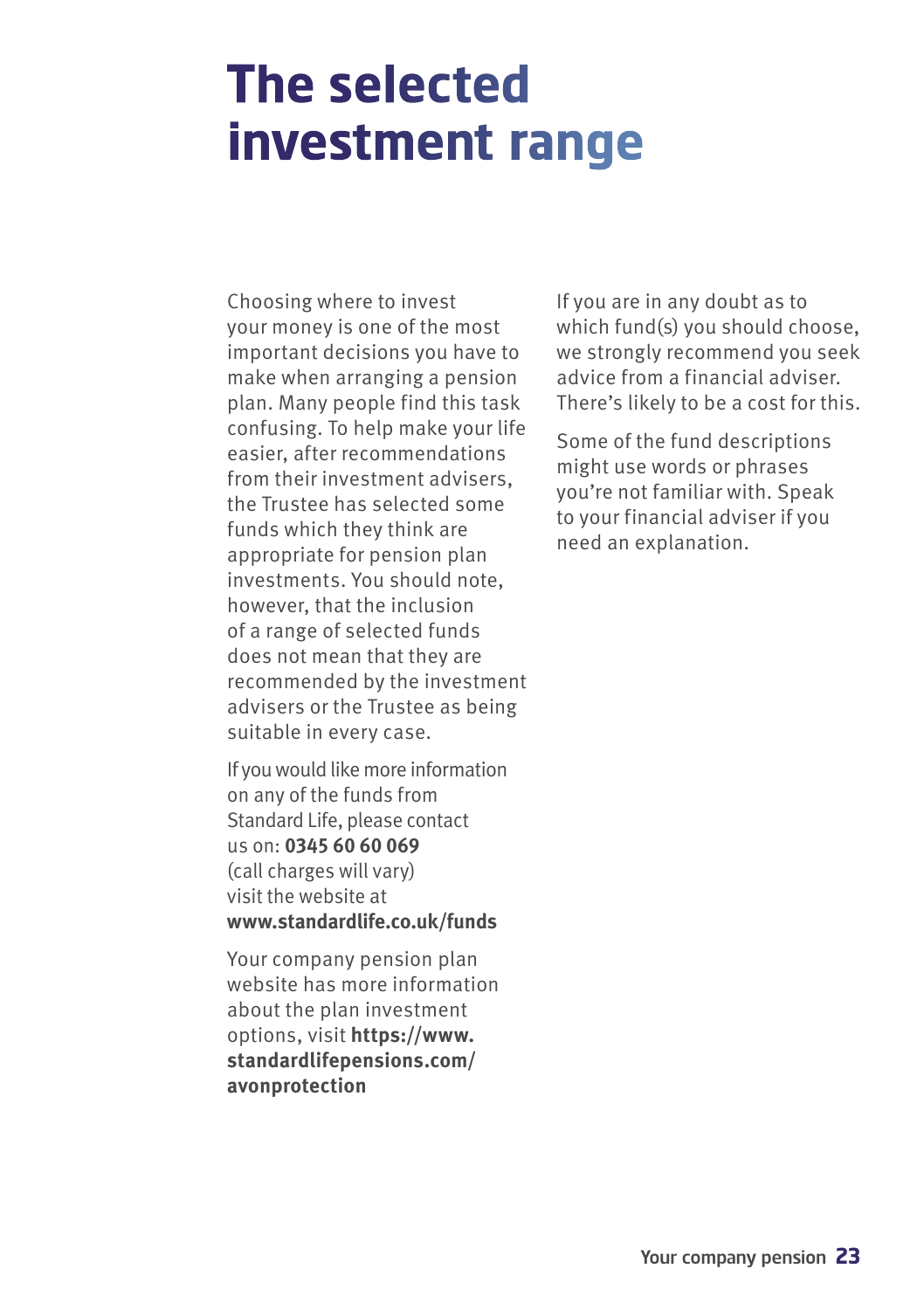# The selected investment range

Choosing where to invest your money is one of the most important decisions you have to make when arranging a pension plan. Many people find this task confusing. To help make your life easier, after recommendations from their investment advisers, the Trustee has selected some funds which they think are appropriate for pension plan investments. You should note, however, that the inclusion of a range of selected funds does not mean that they are recommended by the investment advisers or the Trustee as being suitable in every case.

If you would like more information on any of the funds from Standard Life, please contact us on: **0345 60 60 069** (call charges will vary) visit the website at **www.standardlife.co.uk/funds**

Your company pension plan website has more information about the plan investment options, visit **https://www.standardlifepensions.com/avonprotection**

If you are in any doubt as to which fund(s) you should choose, we strongly recommend you seek advice from a financial adviser. There's likely to be a cost for this.

Some of the fund descriptions might use words or phrases you're not familiar with. Speak to your financial adviser if you need an explanation.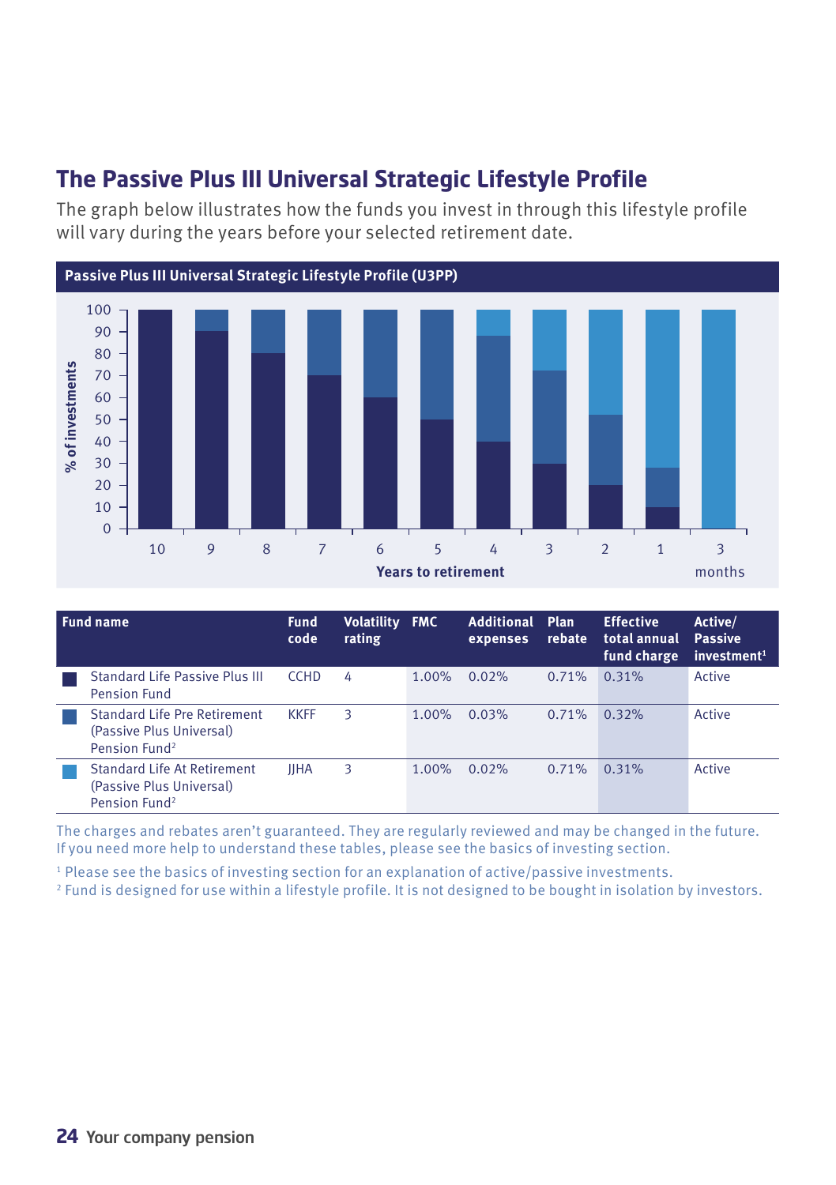# The Passive Plus III Universal Strategic Lifestyle Profile

The graph below illustrates how the funds you invest in through this lifestyle profile will vary during the years before your selected retirement date.

**Passive Plus III Universal Strategic Lifestyle Profile (U3PP)**

| Fund name | Fund code | Volatility rating | FMC | Additional expenses | Plan rebate | Effective total annual fund charge | Active/ Passive investment[1] |
|---|---|---|---|---|---|---|---|
| Standard Life Passive Plus III Pension Fund | CCHD | 4 | 1.00% | 0.02% | 0.71% | 0.31% | Active |
| Standard Life Pre Retirement (Passive Plus Universal) Pension Fund[2] | KKFF | 3 | 1.00% | 0.03% | 0.71% | 0.32% | Active |
| Standard Life At Retirement (Passive Plus Universal) Pension Fund[2] | JJHA | 3 | 1.00% | 0.02% | 0.71% | 0.31% | Active |

The charges and rebates aren't guaranteed. They are regularly reviewed and may be changed in the future. If you need more help to understand these tables, please see the basics of investing section.

[1] Please see the basics of investing section for an explanation of active/passive investments.

[2] Fund is designed for use within a lifestyle profile. It is not designed to be bought in isolation by investors.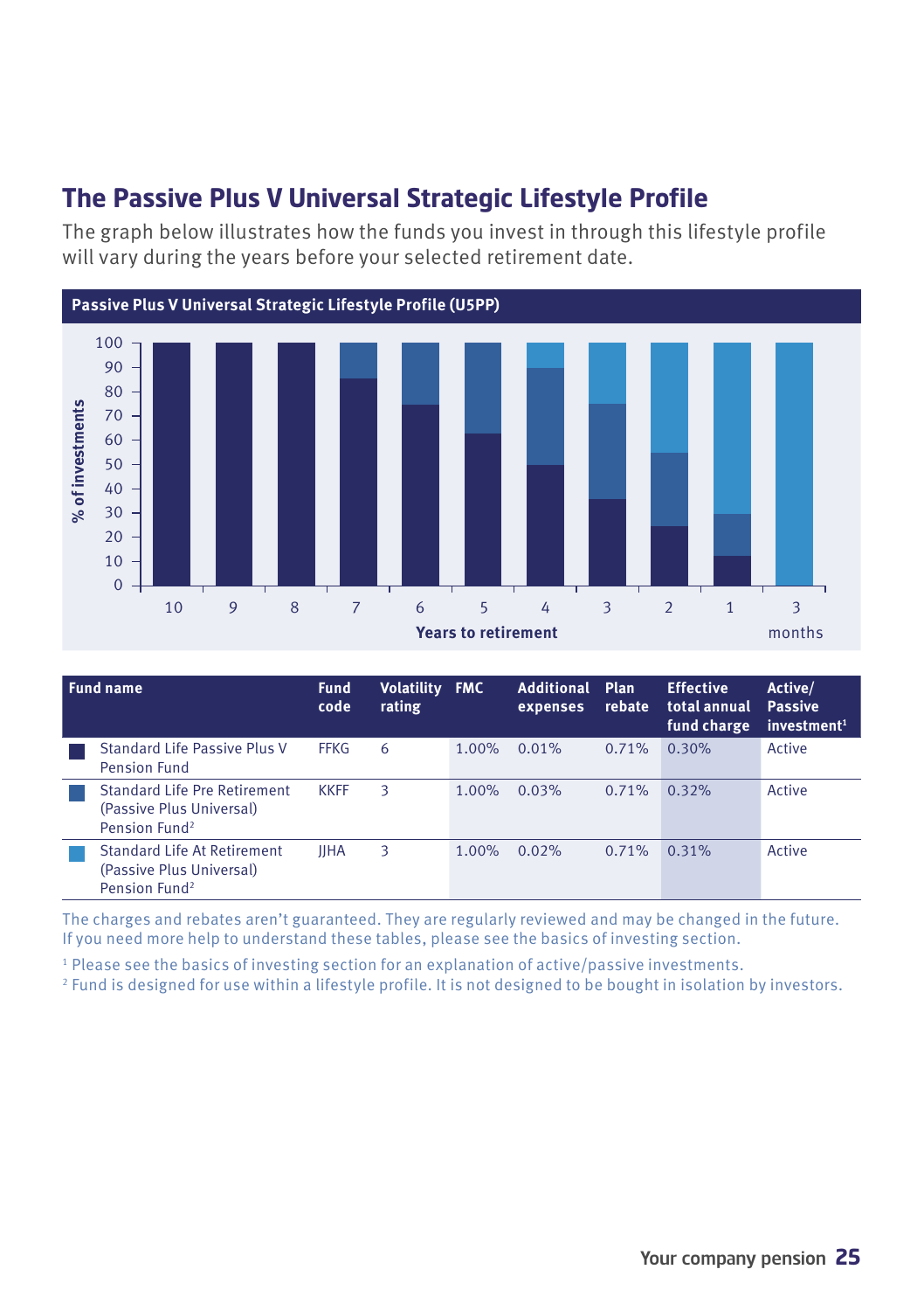## The Passive Plus V Universal Strategic Lifestyle Profile

The graph below illustrates how the funds you invest in through this lifestyle profile will vary during the years before your selected retirement date.

**Passive Plus V Universal Strategic Lifestyle Profile (U5PP)**

| Fund name | Fund code | Volatility rating | FMC | Additional expenses | Plan rebate | Effective total annual fund charge | Active/ Passive investment[1] |
|---|---|---|---|---|---|---|---|
| Standard Life Passive Plus V Pension Fund | FFKG | 6 | 1.00% | 0.01% | 0.71% | 0.30% | Active |
| Standard Life Pre Retirement (Passive Plus Universal) Pension Fund[2] | KKFF | 3 | 1.00% | 0.03% | 0.71% | 0.32% | Active |
| Standard Life At Retirement (Passive Plus Universal) Pension Fund[2] | JJHA | 3 | 1.00% | 0.02% | 0.71% | 0.31% | Active |

The charges and rebates aren't guaranteed. They are regularly reviewed and may be changed in the future. If you need more help to understand these tables, please see the basics of investing section.

[1] Please see the basics of investing section for an explanation of active/passive investments.

[2] Fund is designed for use within a lifestyle profile. It is not designed to be bought in isolation by investors.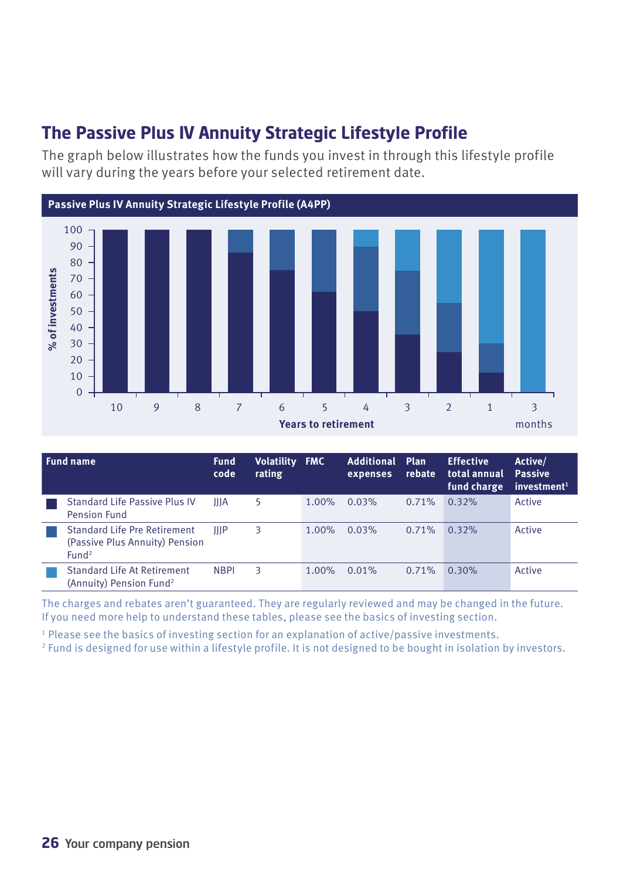## The Passive Plus IV Annuity Strategic Lifestyle Profile

The graph below illustrates how the funds you invest in through this lifestyle profile will vary during the years before your selected retirement date.

**Passive Plus IV Annuity Strategic Lifestyle Profile (A4PP)**

| Fund name | Fund code | Volatility rating | FMC | Additional expenses | Plan rebate | Effective total annual fund charge | Active/ Passive investment[1] |
|---|---|---|---|---|---|---|---|
| Standard Life Passive Plus IV Pension Fund | JJJA | 5 | 1.00% | 0.03% | 0.71% | 0.32% | Active |
| Standard Life Pre Retirement (Passive Plus Annuity) Pension Fund[2] | JJJP | 3 | 1.00% | 0.03% | 0.71% | 0.32% | Active |
| Standard Life At Retirement (Annuity) Pension Fund[2] | NBPI | 3 | 1.00% | 0.01% | 0.71% | 0.30% | Active |

The charges and rebates aren't guaranteed. They are regularly reviewed and may be changed in the future. If you need more help to understand these tables, please see the basics of investing section.

[1] Please see the basics of investing section for an explanation of active/passive investments.

[2] Fund is designed for use within a lifestyle profile. It is not designed to be bought in isolation by investors.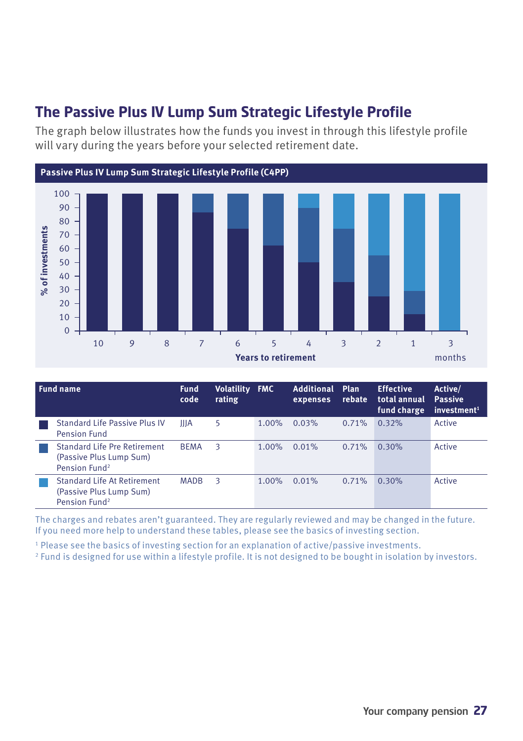## The Passive Plus IV Lump Sum Strategic Lifestyle Profile

The graph below illustrates how the funds you invest in through this lifestyle profile will vary during the years before your selected retirement date.

**Passive Plus IV Lump Sum Strategic Lifestyle Profile (C4PP)**

| Fund name | Fund code | Volatility rating | FMC | Additional expenses | Plan rebate | Effective total annual fund charge | Active/ Passive investment[1] |
|---|---|---|---|---|---|---|---|
| Standard Life Passive Plus IV Pension Fund | JJJA | 5 | 1.00% | 0.03% | 0.71% | 0.32% | Active |
| Standard Life Pre Retirement (Passive Plus Lump Sum) Pension Fund[2] | BEMA | 3 | 1.00% | 0.01% | 0.71% | 0.30% | Active |
| Standard Life At Retirement (Passive Plus Lump Sum) Pension Fund[2] | MADB | 3 | 1.00% | 0.01% | 0.71% | 0.30% | Active |

The charges and rebates aren't guaranteed. They are regularly reviewed and may be changed in the future. If you need more help to understand these tables, please see the basics of investing section.

[1] Please see the basics of investing section for an explanation of active/passive investments.

[2] Fund is designed for use within a lifestyle profile. It is not designed to be bought in isolation by investors.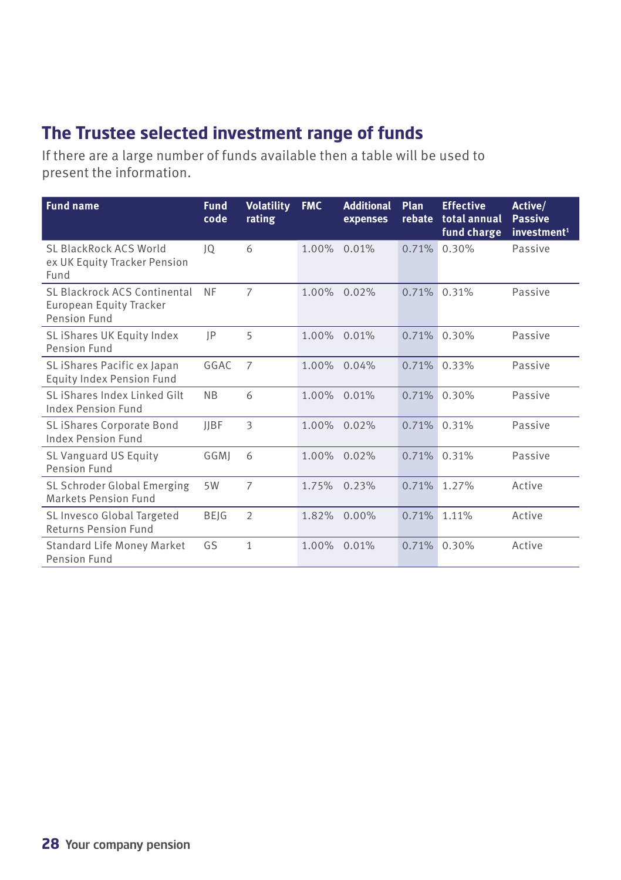## The Trustee selected investment range of funds

If there are a large number of funds available then a table will be used to present the information.

| Fund name | Fund code | Volatility rating | FMC | Additional expenses | Plan rebate | Effective total annual fund charge | Active/ Passive investment[1] |
|---|---|---|---|---|---|---|---|
| SL BlackRock ACS World ex UK Equity Tracker Pension Fund | JQ | 6 | 1.00% | 0.01% | 0.71% | 0.30% | Passive |
| SL Blackrock ACS Continental European Equity Tracker Pension Fund | NF | 7 | 1.00% | 0.02% | 0.71% | 0.31% | Passive |
| SL iShares UK Equity Index Pension Fund | JP | 5 | 1.00% | 0.01% | 0.71% | 0.30% | Passive |
| SL iShares Pacific ex Japan Equity Index Pension Fund | GGAC | 7 | 1.00% | 0.04% | 0.71% | 0.33% | Passive |
| SL iShares Index Linked Gilt Index Pension Fund | NB | 6 | 1.00% | 0.01% | 0.71% | 0.30% | Passive |
| SL iShares Corporate Bond Index Pension Fund | JJBF | 3 | 1.00% | 0.02% | 0.71% | 0.31% | Passive |
| SL Vanguard US Equity Pension Fund | GGMJ | 6 | 1.00% | 0.02% | 0.71% | 0.31% | Passive |
| SL Schroder Global Emerging Markets Pension Fund | 5W | 7 | 1.75% | 0.23% | 0.71% | 1.27% | Active |
| SL Invesco Global Targeted Returns Pension Fund | BEJG | 2 | 1.82% | 0.00% | 0.71% | 1.11% | Active |
| Standard Life Money Market Pension Fund | GS | 1 | 1.00% | 0.01% | 0.71% | 0.30% | Active |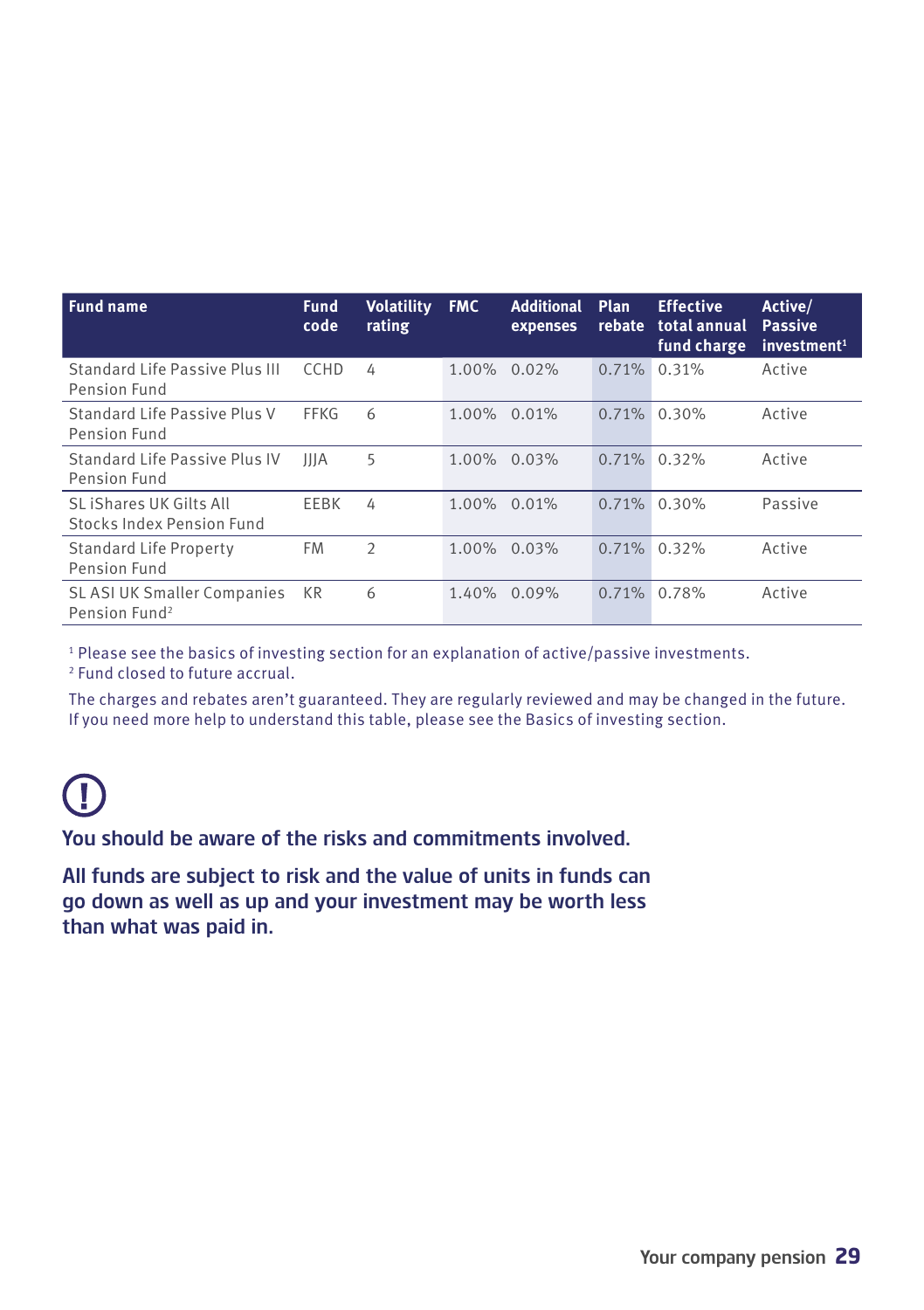| Fund name | Fund code | Volatility rating | FMC | Additional expenses | Plan rebate | Effective total annual fund charge | Active/ Passive investment[1] |
|---|---|---|---|---|---|---|---|
| Standard Life Passive Plus III Pension Fund | CCHD | 4 | 1.00% | 0.02% | 0.71% | 0.31% | Active |
| Standard Life Passive Plus V Pension Fund | FFKG | 6 | 1.00% | 0.01% | 0.71% | 0.30% | Active |
| Standard Life Passive Plus IV Pension Fund | JJJA | 5 | 1.00% | 0.03% | 0.71% | 0.32% | Active |
| SL iShares UK Gilts All Stocks Index Pension Fund | EEBK | 4 | 1.00% | 0.01% | 0.71% | 0.30% | Passive |
| Standard Life Property Pension Fund | FM | 2 | 1.00% | 0.03% | 0.71% | 0.32% | Active |
| SL ASI UK Smaller Companies Pension Fund[2] | KR | 6 | 1.40% | 0.09% | 0.71% | 0.78% | Active |

[1] Please see the basics of investing section for an explanation of active/passive investments.
[2] Fund closed to future accrual.

The charges and rebates aren't guaranteed. They are regularly reviewed and may be changed in the future. If you need more help to understand this table, please see the Basics of investing section.

**You should be aware of the risks and commitments involved.**

**All funds are subject to risk and the value of units in funds can go down as well as up and your investment may be worth less than what was paid in.**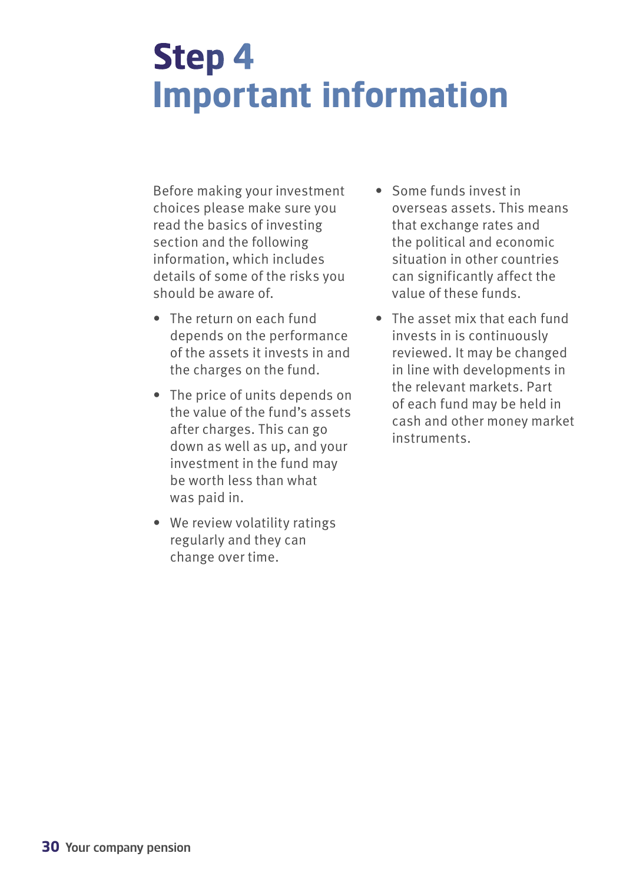# Step 4
# Important information

Before making your investment choices please make sure you read the basics of investing section and the following information, which includes details of some of the risks you should be aware of.

- The return on each fund depends on the performance of the assets it invests in and the charges on the fund.
- The price of units depends on the value of the fund's assets after charges. This can go down as well as up, and your investment in the fund may be worth less than what was paid in.
- We review volatility ratings regularly and they can change over time.
- Some funds invest in overseas assets. This means that exchange rates and the political and economic situation in other countries can significantly affect the value of these funds.
- The asset mix that each fund invests in is continuously reviewed. It may be changed in line with developments in the relevant markets. Part of each fund may be held in cash and other money market instruments.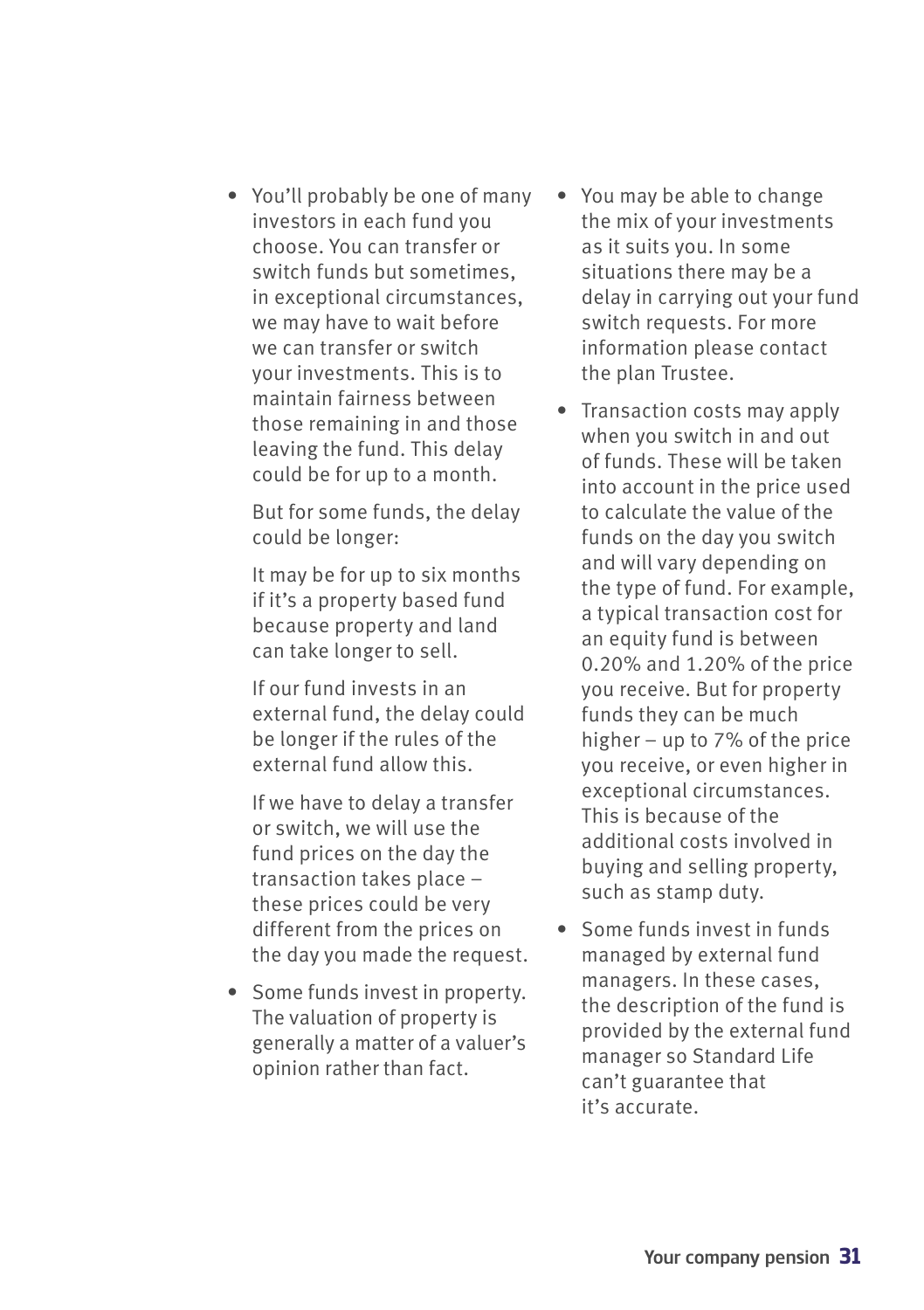- You'll probably be one of many investors in each fund you choose. You can transfer or switch funds but sometimes, in exceptional circumstances, we may have to wait before we can transfer or switch your investments. This is to maintain fairness between those remaining in and those leaving the fund. This delay could be for up to a month.

  But for some funds, the delay could be longer:

  It may be for up to six months if it's a property based fund because property and land can take longer to sell.

  If our fund invests in an external fund, the delay could be longer if the rules of the external fund allow this.

  If we have to delay a transfer or switch, we will use the fund prices on the day the transaction takes place – these prices could be very different from the prices on the day you made the request.

- Some funds invest in property. The valuation of property is generally a matter of a valuer's opinion rather than fact.

- You may be able to change the mix of your investments as it suits you. In some situations there may be a delay in carrying out your fund switch requests. For more information please contact the plan Trustee.

- Transaction costs may apply when you switch in and out of funds. These will be taken into account in the price used to calculate the value of the funds on the day you switch and will vary depending on the type of fund. For example, a typical transaction cost for an equity fund is between 0.20% and 1.20% of the price you receive. But for property funds they can be much higher – up to 7% of the price you receive, or even higher in exceptional circumstances. This is because of the additional costs involved in buying and selling property, such as stamp duty.

- Some funds invest in funds managed by external fund managers. In these cases, the description of the fund is provided by the external fund manager so Standard Life can't guarantee that it's accurate.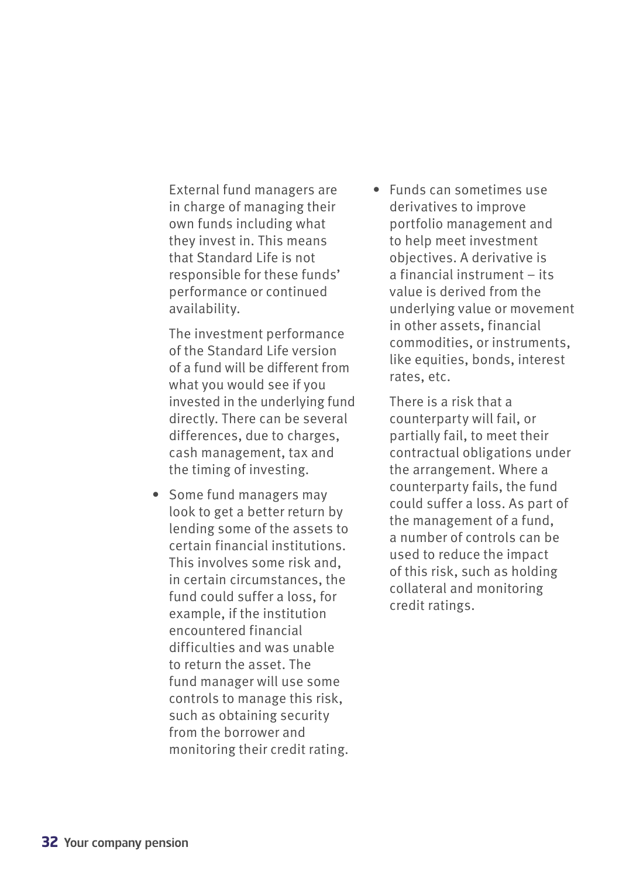External fund managers are in charge of managing their own funds including what they invest in. This means that Standard Life is not responsible for these funds' performance or continued availability.

The investment performance of the Standard Life version of a fund will be different from what you would see if you invested in the underlying fund directly. There can be several differences, due to charges, cash management, tax and the timing of investing.

- Some fund managers may look to get a better return by lending some of the assets to certain financial institutions. This involves some risk and, in certain circumstances, the fund could suffer a loss, for example, if the institution encountered financial difficulties and was unable to return the asset. The fund manager will use some controls to manage this risk, such as obtaining security from the borrower and monitoring their credit rating.

- Funds can sometimes use derivatives to improve portfolio management and to help meet investment objectives. A derivative is a financial instrument – its value is derived from the underlying value or movement in other assets, financial commodities, or instruments, like equities, bonds, interest rates, etc.

  There is a risk that a counterparty will fail, or partially fail, to meet their contractual obligations under the arrangement. Where a counterparty fails, the fund could suffer a loss. As part of the management of a fund, a number of controls can be used to reduce the impact of this risk, such as holding collateral and monitoring credit ratings.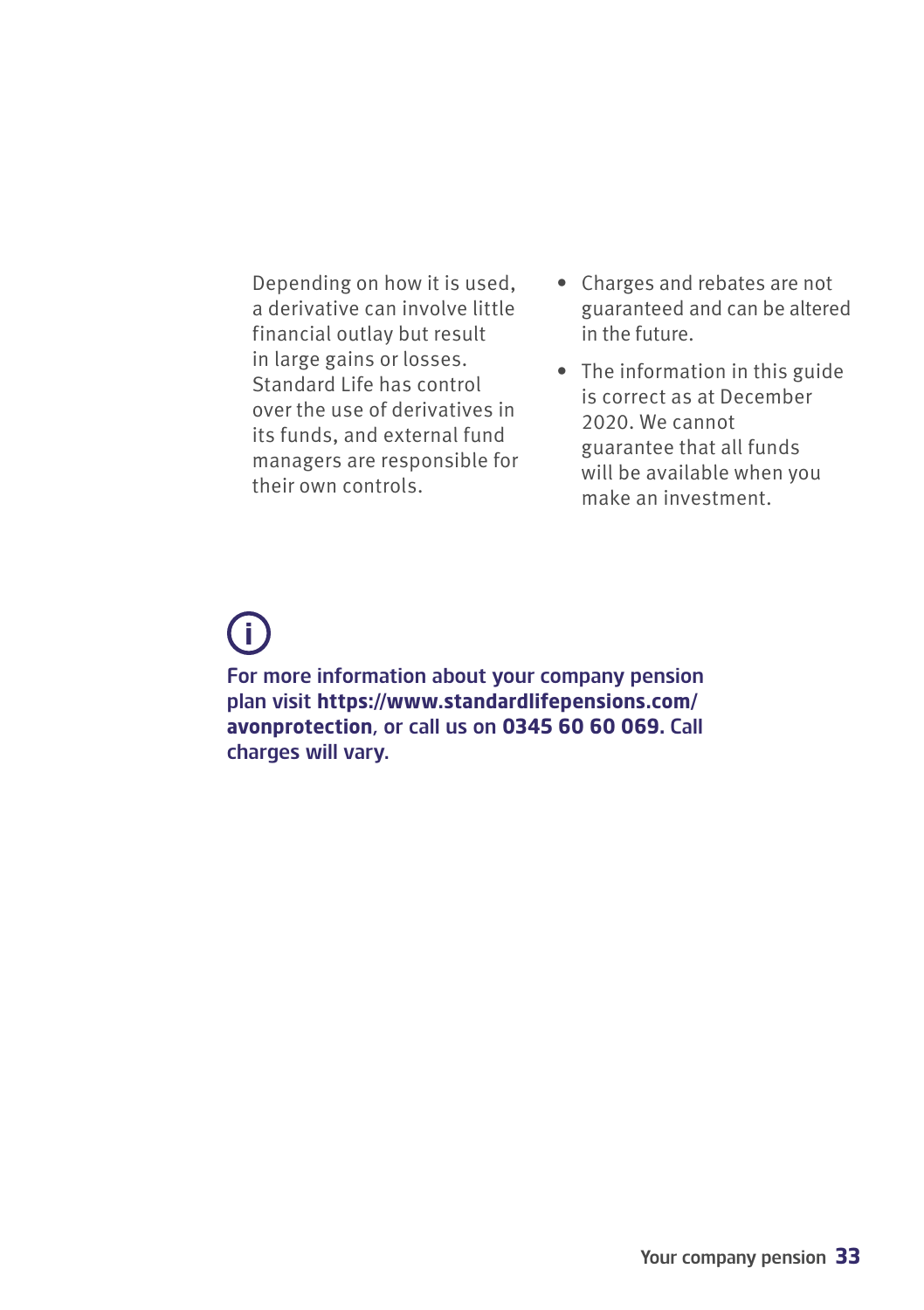Depending on how it is used, a derivative can involve little financial outlay but result in large gains or losses. Standard Life has control over the use of derivatives in its funds, and external fund managers are responsible for their own controls.

- Charges and rebates are not guaranteed and can be altered in the future.
- The information in this guide is correct as at December 2020. We cannot guarantee that all funds will be available when you make an investment.

For more information about your company pension plan visit **https://www.standardlifepensions.com/avonprotection**, or call us on **0345 60 60 069.** Call charges will vary.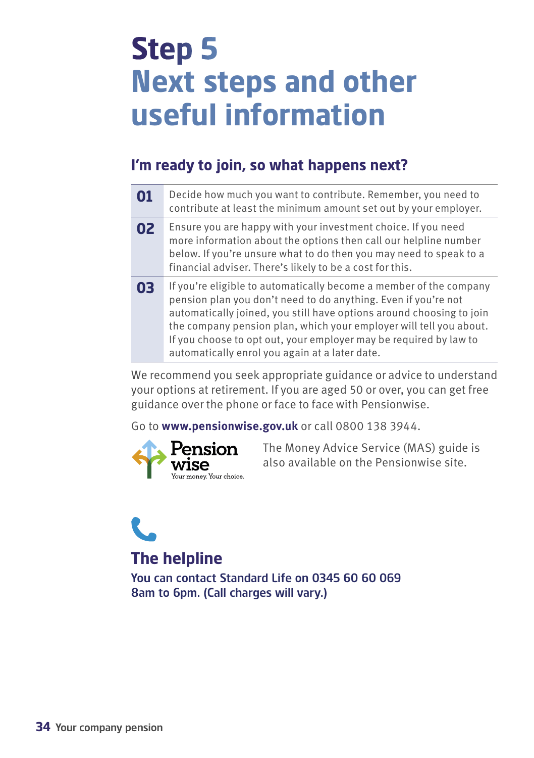# Step 5
# Next steps and other useful information

## I'm ready to join, so what happens next?

| | |
|---|---|
| **01** | Decide how much you want to contribute. Remember, you need to contribute at least the minimum amount set out by your employer. |
| **02** | Ensure you are happy with your investment choice. If you need more information about the options then call our helpline number below. If you're unsure what to do then you may need to speak to a financial adviser. There's likely to be a cost for this. |
| **03** | If you're eligible to automatically become a member of the company pension plan you don't need to do anything. Even if you're not automatically joined, you still have options around choosing to join the company pension plan, which your employer will tell you about. If you choose to opt out, your employer may be required by law to automatically enrol you again at a later date. |

We recommend you seek appropriate guidance or advice to understand your options at retirement. If you are aged 50 or over, you can get free guidance over the phone or face to face with Pensionwise.

Go to **www.pensionwise.gov.uk** or call 0800 138 3944.

Pension wise
Your money. Your choice.

The Money Advice Service (MAS) guide is also available on the Pensionwise site.

## The helpline

**You can contact Standard Life on 0345 60 60 069 8am to 6pm. (Call charges will vary.)**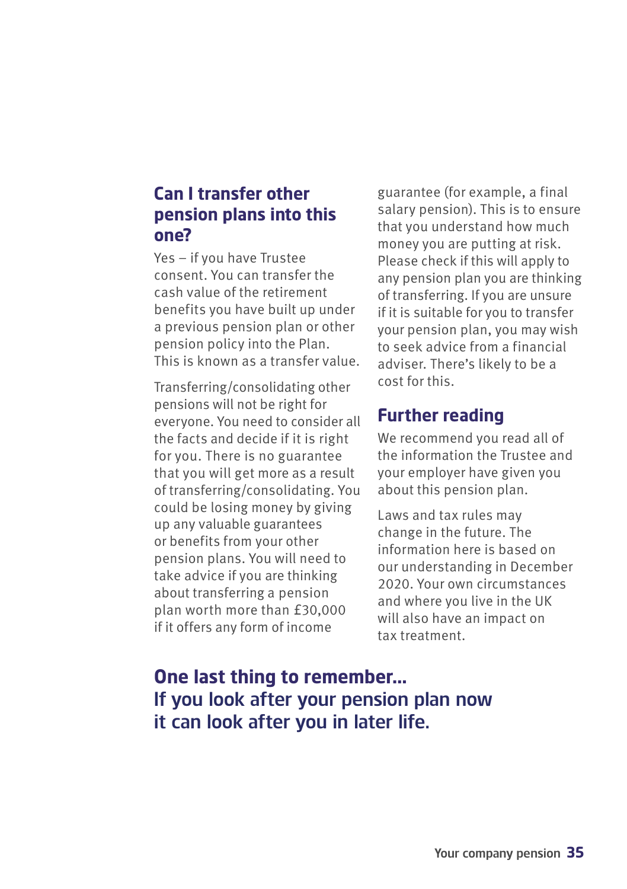## Can I transfer other pension plans into this one?

Yes – if you have Trustee consent. You can transfer the cash value of the retirement benefits you have built up under a previous pension plan or other pension policy into the Plan. This is known as a transfer value.

Transferring/consolidating other pensions will not be right for everyone. You need to consider all the facts and decide if it is right for you. There is no guarantee that you will get more as a result of transferring/consolidating. You could be losing money by giving up any valuable guarantees or benefits from your other pension plans. You will need to take advice if you are thinking about transferring a pension plan worth more than £30,000 if it offers any form of income guarantee (for example, a final salary pension). This is to ensure that you understand how much money you are putting at risk. Please check if this will apply to any pension plan you are thinking of transferring. If you are unsure if it is suitable for you to transfer your pension plan, you may wish to seek advice from a financial adviser. There's likely to be a cost for this.

## Further reading

We recommend you read all of the information the Trustee and your employer have given you about this pension plan.

Laws and tax rules may change in the future. The information here is based on our understanding in December 2020. Your own circumstances and where you live in the UK will also have an impact on tax treatment.

## One last thing to remember...
## If you look after your pension plan now it can look after you in later life.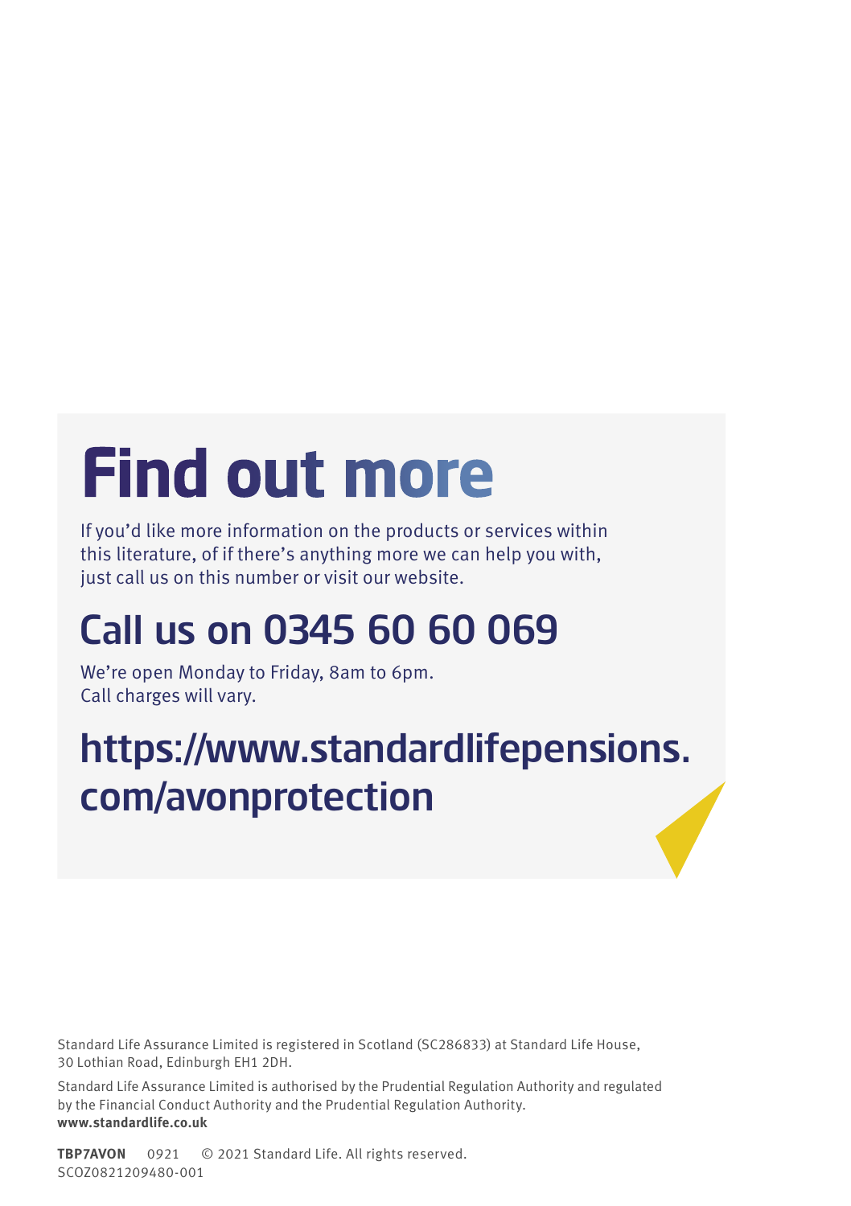# Find out more

If you'd like more information on the products or services within this literature, of if there's anything more we can help you with, just call us on this number or visit our website.

## Call us on 0345 60 60 069

We're open Monday to Friday, 8am to 6pm.
Call charges will vary.

## https://www.standardlifepensions.com/avonprotection

Standard Life Assurance Limited is registered in Scotland (SC286833) at Standard Life House, 30 Lothian Road, Edinburgh EH1 2DH.

Standard Life Assurance Limited is authorised by the Prudential Regulation Authority and regulated by the Financial Conduct Authority and the Prudential Regulation Authority.
**www.standardlife.co.uk**

**TBP7AVON** 0921 © 2021 Standard Life. All rights reserved.
SCOZ0821209480-001